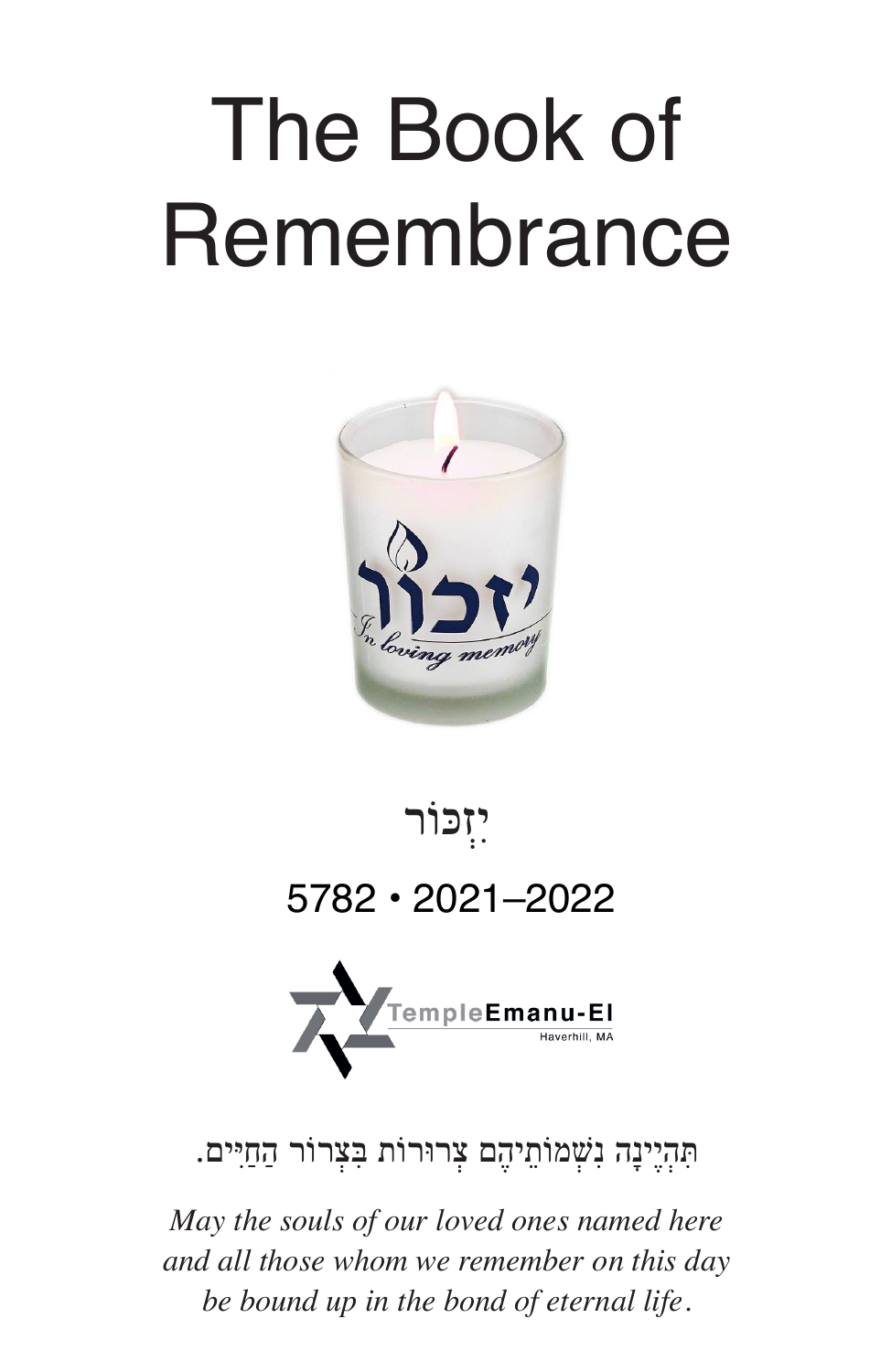# The Book of Remembrance

יִזְכּוֹר

5782 • 2021–2022

TempleEmanu-El

Haverhill, MA

תִּהְיֶינָה נִשְׁמוֹתֵיהֶם צְרוּרוֹת בִּצְרוֹר הַחַיִּים.

*May the souls of our loved ones named here and all those whom we remember on this day be bound up in the bond of eternal life.*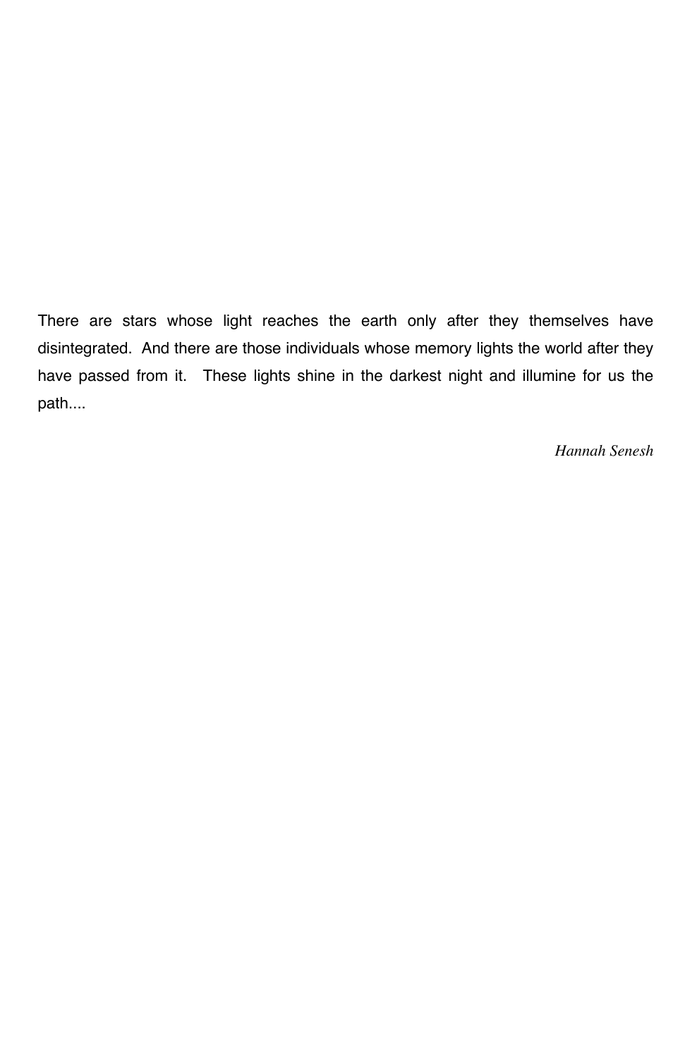There are stars whose light reaches the earth only after they themselves have disintegrated. And there are those individuals whose memory lights the world after they have passed from it. These lights shine in the darkest night and illumine for us the path....

*Hannah Senesh*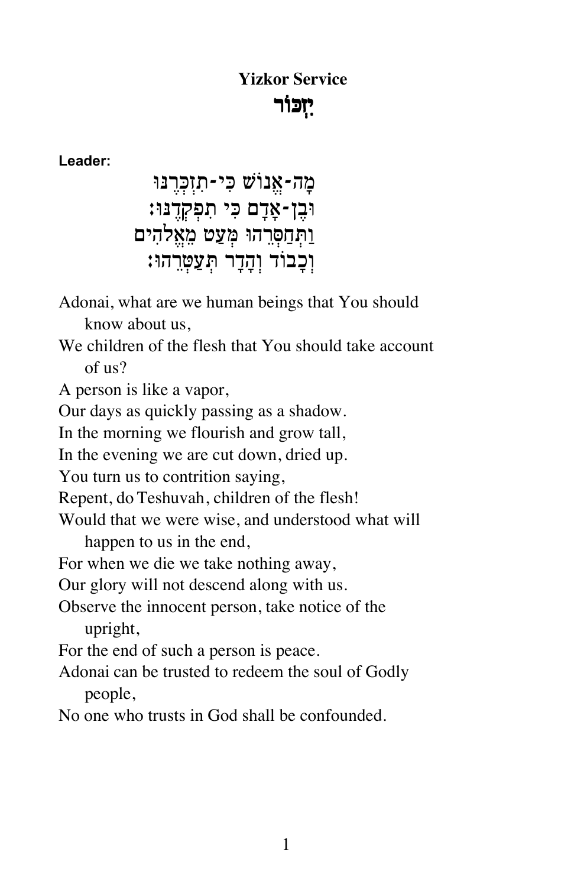# Yizkor Service

# יִזְכּוֹר

**Leader:**

מָה-אֱנוֹשׁ כִּי-תִזְכְּרֶנּוּ
וּבֶן-אָדָם כִּי תִפְקְדֶנּוּ:
וַתְּחַסְּרֵהוּ מְּעַט מֵאֱלֹהִים
וְכָבוֹד וְהָדָר תְּעַטְּרֵהוּ:

Adonai, what are we human beings that You should know about us,
We children of the flesh that You should take account of us?
A person is like a vapor,
Our days as quickly passing as a shadow.
In the morning we flourish and grow tall,
In the evening we are cut down, dried up.
You turn us to contrition saying,
Repent, do Teshuvah, children of the flesh!
Would that we were wise, and understood what will happen to us in the end,
For when we die we take nothing away,
Our glory will not descend along with us.
Observe the innocent person, take notice of the upright,
For the end of such a person is peace.
Adonai can be trusted to redeem the soul of Godly people,
No one who trusts in God shall be confounded.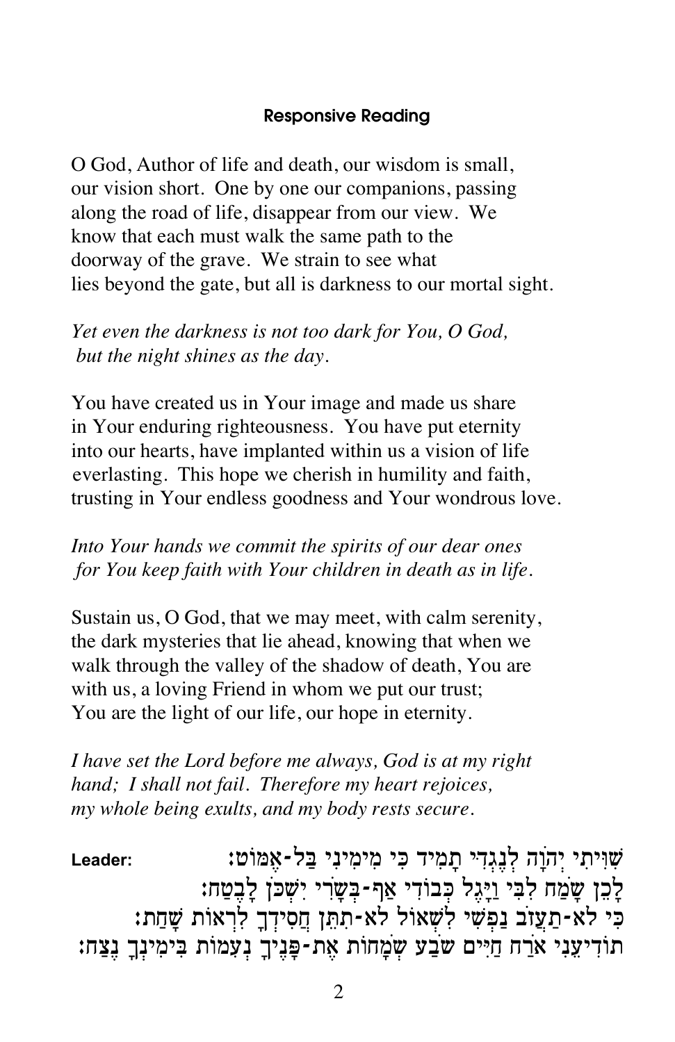### Responsive Reading

O God, Author of life and death, our wisdom is small, our vision short. One by one our companions, passing along the road of life, disappear from our view. We know that each must walk the same path to the doorway of the grave. We strain to see what lies beyond the gate, but all is darkness to our mortal sight.

*Yet even the darkness is not too dark for You, O God, but the night shines as the day.*

You have created us in Your image and made us share in Your enduring righteousness. You have put eternity into our hearts, have implanted within us a vision of life everlasting. This hope we cherish in humility and faith, trusting in Your endless goodness and Your wondrous love.

*Into Your hands we commit the spirits of our dear ones for You keep faith with Your children in death as in life.*

Sustain us, O God, that we may meet, with calm serenity, the dark mysteries that lie ahead, knowing that when we walk through the valley of the shadow of death, You are with us, a loving Friend in whom we put our trust; You are the light of our life, our hope in eternity.

*I have set the Lord before me always, God is at my right hand; I shall not fail. Therefore my heart rejoices, my whole being exults, and my body rests secure.*

**Leader:** שִׁוִּיתִי יְהֹוָה לְנֶגְדִּי תָמִיד כִּי מִימִינִי בַּל-אֶמּוֹט׃

לָכֵן שָׂמַח לִבִּי וַיָּגֶל כְּבוֹדִי אַף-בְּשָׂרִי יִשְׁכֹּן לָבֶטַח׃

כִּי לֹא-תַעֲזֹב נַפְשִׁי לִשְׁאוֹל לֹא-תִתֵּן חֲסִידְךָ לִרְאוֹת שָׁחַת׃

תּוֹדִיעֵנִי אֹרַח חַיִּים שֹׂבַע שְׂמָחוֹת אֶת-פָּנֶיךָ נְעִמוֹת בִּימִינְךָ נֶצַח׃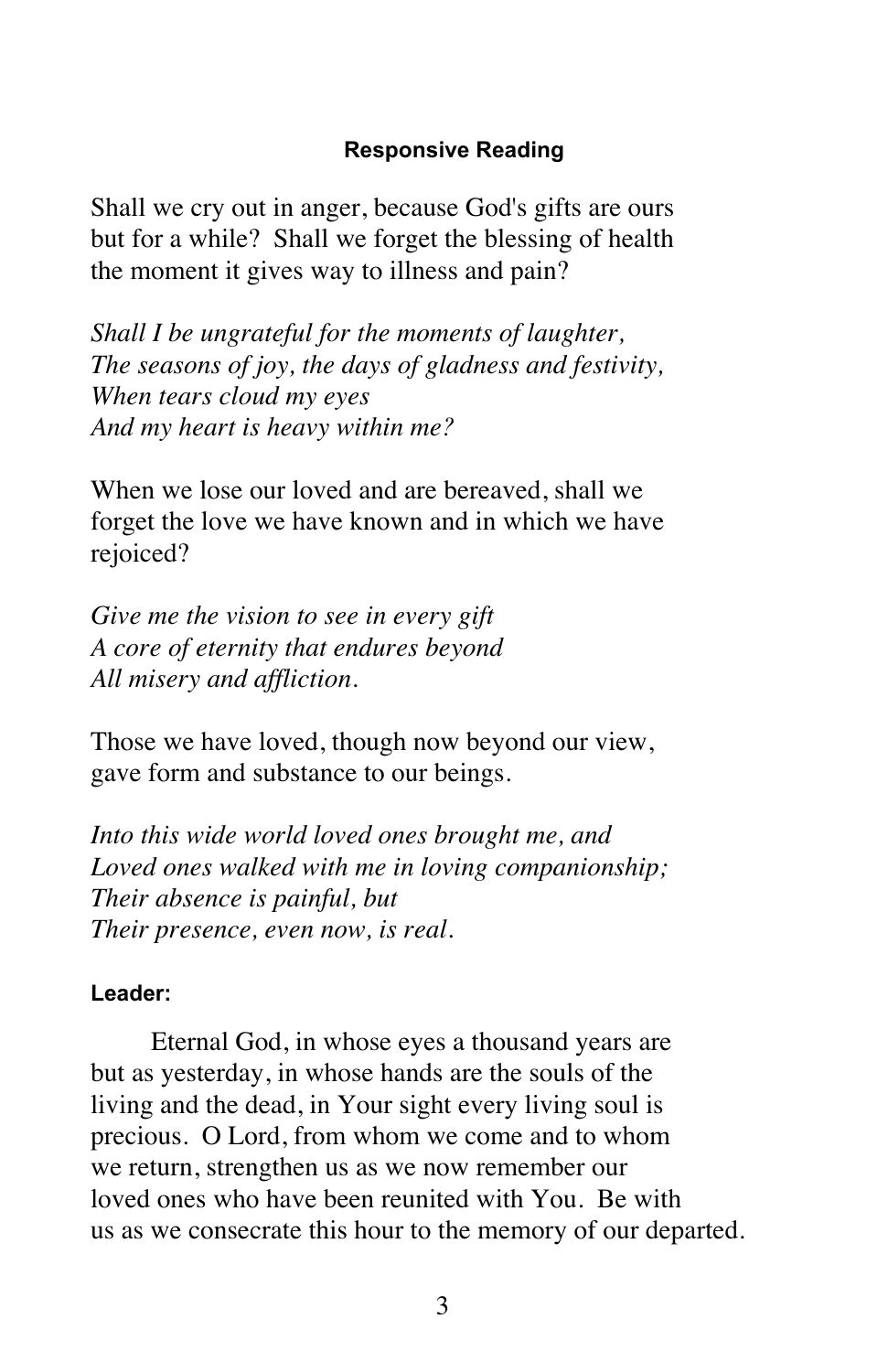## Responsive Reading

Shall we cry out in anger, because God's gifts are ours but for a while? Shall we forget the blessing of health the moment it gives way to illness and pain?

*Shall I be ungrateful for the moments of laughter,*
*The seasons of joy, the days of gladness and festivity,*
*When tears cloud my eyes*
*And my heart is heavy within me?*

When we lose our loved and are bereaved, shall we forget the love we have known and in which we have rejoiced?

*Give me the vision to see in every gift*
*A core of eternity that endures beyond*
*All misery and affliction.*

Those we have loved, though now beyond our view, gave form and substance to our beings.

*Into this wide world loved ones brought me, and*
*Loved ones walked with me in loving companionship;*
*Their absence is painful, but*
*Their presence, even now, is real.*

**Leader:**

Eternal God, in whose eyes a thousand years are but as yesterday, in whose hands are the souls of the living and the dead, in Your sight every living soul is precious. O Lord, from whom we come and to whom we return, strengthen us as we now remember our loved ones who have been reunited with You. Be with us as we consecrate this hour to the memory of our departed.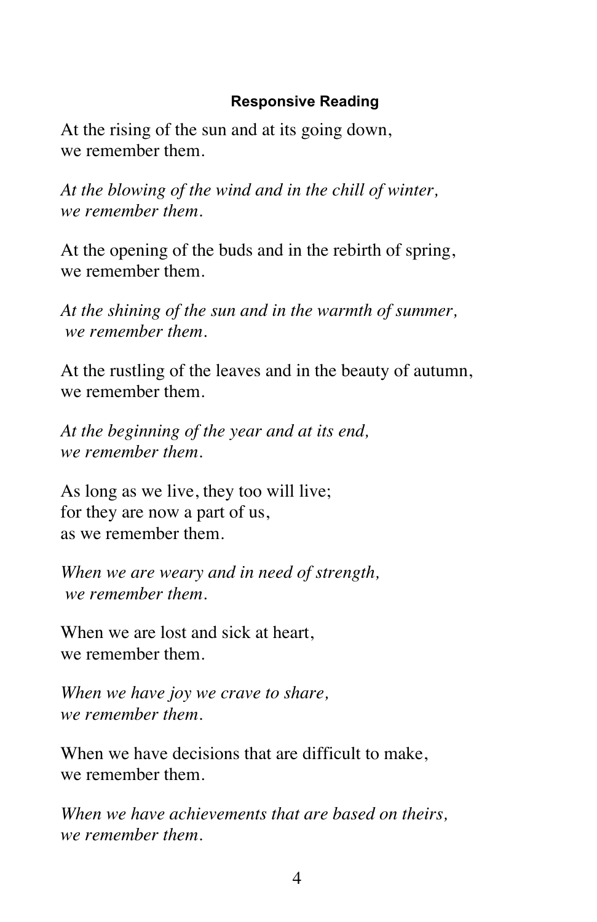### Responsive Reading

At the rising of the sun and at its going down,
we remember them.

*At the blowing of the wind and in the chill of winter,
we remember them.*

At the opening of the buds and in the rebirth of spring,
we remember them.

*At the shining of the sun and in the warmth of summer,
we remember them.*

At the rustling of the leaves and in the beauty of autumn,
we remember them.

*At the beginning of the year and at its end,
we remember them.*

As long as we live, they too will live;
for they are now a part of us,
as we remember them.

*When we are weary and in need of strength,
we remember them.*

When we are lost and sick at heart,
we remember them.

*When we have joy we crave to share,
we remember them.*

When we have decisions that are difficult to make,
we remember them.

*When we have achievements that are based on theirs,
we remember them.*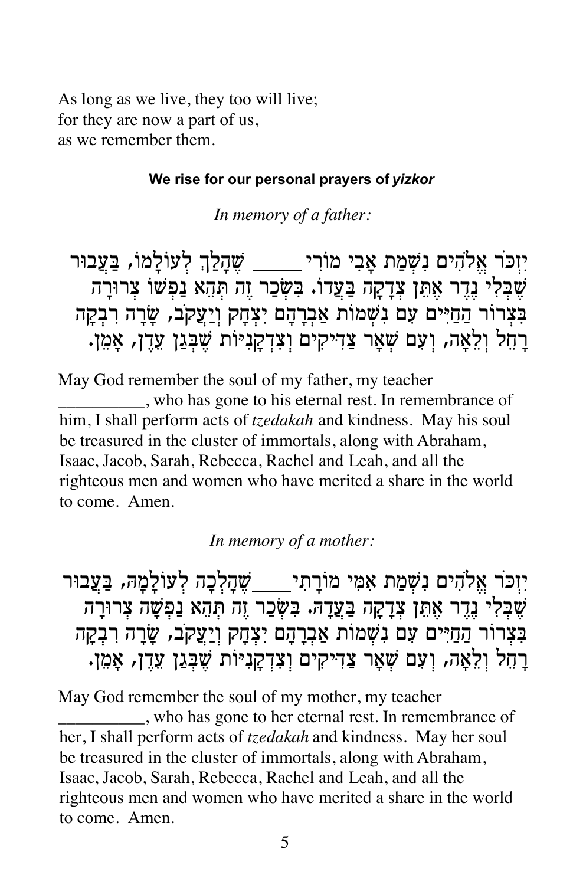As long as we live, they too will live;
for they are now a part of us,
as we remember them.

**We rise for our personal prayers of *yizkor***

*In memory of a father:*

יִזְכֹּר אֱלֹהִים נִשְׁמַת אָבִי מוֹרִי _____ שֶׁהָלַךְ לְעוֹלָמוֹ, בַּעֲבוּר שֶׁבְּלִי נֶדֶר אֶתֵּן צְדָקָה בַּעֲדוֹ. בִּשְׂכַר זֶה תְּהֵא נַפְשׁוֹ צְרוּרָה בִּצְרוֹר הַחַיִּים עִם נִשְׁמוֹת אַבְרָהָם יִצְחָק וְיַעֲקֹב, שָׂרָה רִבְקָה רָחֵל וְלֵאָה, וְעִם שְׁאָר צַדִּיקִים וְצִדְקָנִיּוֹת שֶׁבְּגַן עֵדֶן, אָמֵן.

May God remember the soul of my father, my teacher __________, who has gone to his eternal rest. In remembrance of him, I shall perform acts of *tzedakah* and kindness. May his soul be treasured in the cluster of immortals, along with Abraham, Isaac, Jacob, Sarah, Rebecca, Rachel and Leah, and all the righteous men and women who have merited a share in the world to come. Amen.

*In memory of a mother:*

יִזְכֹּר אֱלֹהִים נִשְׁמַת אִמִּי מוֹרָתִי ____ שֶׁהָלְכָה לְעוֹלָמָהּ, בַּעֲבוּר שֶׁבְּלִי נֶדֶר אֶתֵּן צְדָקָה בַּעֲדָהּ. בִּשְׂכַר זֶה תְּהֵא נַפְשָׁהּ צְרוּרָה בִּצְרוֹר הַחַיִּים עִם נִשְׁמוֹת אַבְרָהָם יִצְחָק וְיַעֲקֹב, שָׂרָה רִבְקָה רָחֵל וְלֵאָה, וְעִם שְׁאָר צַדִּיקִים וְצִדְקָנִיּוֹת שֶׁבְּגַן עֵדֶן, אָמֵן.

May God remember the soul of my mother, my teacher __________, who has gone to her eternal rest. In remembrance of her, I shall perform acts of *tzedakah* and kindness. May her soul be treasured in the cluster of immortals, along with Abraham, Isaac, Jacob, Sarah, Rebecca, Rachel and Leah, and all the righteous men and women who have merited a share in the world to come. Amen.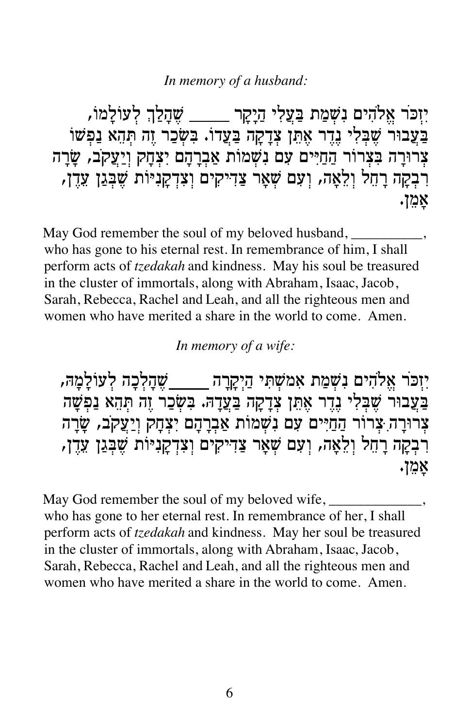*In memory of a husband:*

יִזְכֹּר אֱלֹהִים נִשְׁמַת בַּעֲלִי הַיָּקָר _____ שֶׁהָלַךְ לְעוֹלָמוֹ, בַּעֲבוּר שֶׁבְּלִי נֶדֶר אֶתֵּן צְדָקָה בַּעֲדוֹ. בִּשְׂכַר זֶה תְּהֵא נַפְשׁוֹ צְרוּרָה בִּצְרוֹר הַחַיִּים עִם נִשְׁמוֹת אַבְרָהָם יִצְחָק וְיַעֲקֹב, שָׂרָה רִבְקָה רָחֵל וְלֵאָה, וְעִם שְׁאָר צַדִּיקִים וְצִדְקָנִיּוֹת שֶׁבְּגַן עֵדֶן, אָמֵן.

May God remember the soul of my beloved husband, __________, who has gone to his eternal rest. In remembrance of him, I shall perform acts of *tzedakah* and kindness. May his soul be treasured in the cluster of immortals, along with Abraham, Isaac, Jacob, Sarah, Rebecca, Rachel and Leah, and all the righteous men and women who have merited a share in the world to come. Amen.

*In memory of a wife:*

יִזְכֹּר אֱלֹהִים נִשְׁמַת אִמִשְׁתִּי הַיְקָרָה _____ שֶׁהָלְכָה לְעוֹלָמָהּ, בַּעֲבוּר שֶׁבְּלִי נֶדֶר אֶתֵּן צְדָקָה בַּעֲדָהּ. בִּשְׂכַר זֶה תְּהֵא נַפְשָׁהּ צְרוּרָה בִּצְרוֹר הַחַיִּים עִם נִשְׁמוֹת אַבְרָהָם יִצְחָק וְיַעֲקֹב, שָׂרָה רִבְקָה רָחֵל וְלֵאָה, וְעִם שְׁאָר צַדִּיקִים וְצִדְקָנִיּוֹת שֶׁבְּגַן עֵדֶן, אָמֵן.

May God remember the soul of my beloved wife, _____________, who has gone to her eternal rest. In remembrance of her, I shall perform acts of *tzedakah* and kindness. May her soul be treasured in the cluster of immortals, along with Abraham, Isaac, Jacob, Sarah, Rebecca, Rachel and Leah, and all the righteous men and women who have merited a share in the world to come. Amen.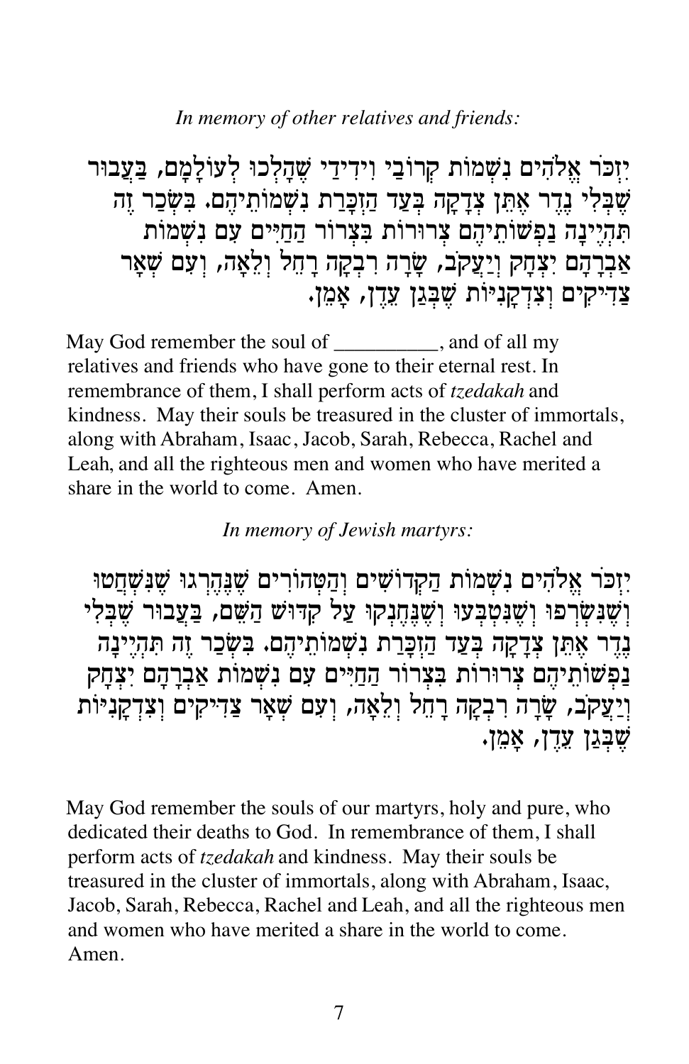*In memory of other relatives and friends:*

יִזְכֹּר אֱלֹהִים נִשְׁמוֹת קְרוֹבַי וִידִידַי שֶׁהָלְכוּ לְעוֹלָמָם, בַּעֲבוּר שֶׁבְּלִי נֶדֶר אֶתֵּן צְדָקָה בְּעַד הַזְכָּרַת נִשְׁמוֹתֵיהֶם. בִּשְׂכַר זֶה תִּהְיֶינָה נַפְשׁוֹתֵיהֶם צְרוּרוֹת בִּצְרוֹר הַחַיִּים עִם נִשְׁמוֹת אַבְרָהָם יִצְחָק וְיַעֲקֹב, שָׂרָה רִבְקָה רָחֵל וְלֵאָה, וְעִם שְׁאָר צַדִּיקִים וְצִדְקָנִיּוֹת שֶׁבְּגַן עֵדֶן, אָמֵן.

May God remember the soul of __________, and of all my relatives and friends who have gone to their eternal rest. In remembrance of them, I shall perform acts of *tzedakah* and kindness. May their souls be treasured in the cluster of immortals, along with Abraham, Isaac, Jacob, Sarah, Rebecca, Rachel and Leah, and all the righteous men and women who have merited a share in the world to come. Amen.

*In memory of Jewish martyrs:*

יִזְכֹּר אֱלֹהִים נִשְׁמוֹת הַקְּדוֹשִׁים וְהַטְּהוֹרִים שֶׁנֶּהֶרְגוּ שֶׁנִּשְׁחֲטוּ וְשֶׁנִּשְׂרְפוּ וְשֶׁנִּטְבְּעוּ וְשֶׁנֶּחְנְקוּ עַל קִדּוּשׁ הַשֵּׁם, בַּעֲבוּר שֶׁבְּלִי נֶדֶר אֶתֵּן צְדָקָה בְּעַד הַזְכָּרַת נִשְׁמוֹתֵיהֶם. בִּשְׂכַר זֶה תִּהְיֶינָה נַפְשׁוֹתֵיהֶם צְרוּרוֹת בִּצְרוֹר הַחַיִּים עִם נִשְׁמוֹת אַבְרָהָם יִצְחָק וְיַעֲקֹב, שָׂרָה רִבְקָה רָחֵל וְלֵאָה, וְעִם שְׁאָר צַדִּיקִים וְצִדְקָנִיּוֹת שֶׁבְּגַן עֵדֶן, אָמֵן.

May God remember the souls of our martyrs, holy and pure, who dedicated their deaths to God. In remembrance of them, I shall perform acts of *tzedakah* and kindness. May their souls be treasured in the cluster of immortals, along with Abraham, Isaac, Jacob, Sarah, Rebecca, Rachel and Leah, and all the righteous men and women who have merited a share in the world to come. Amen.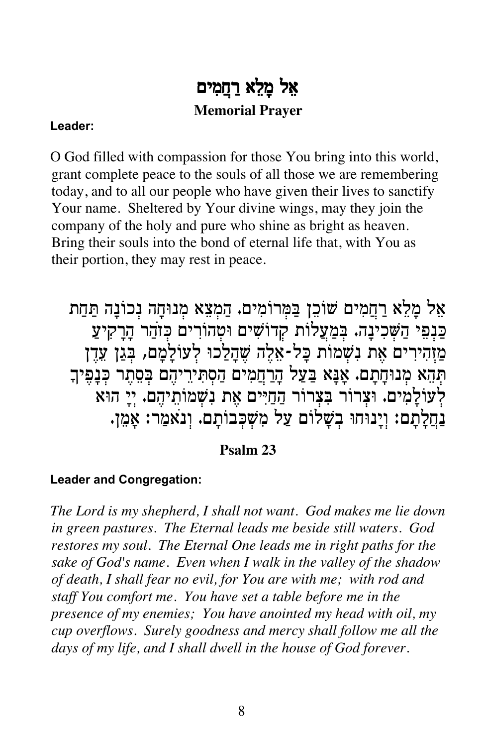# אֵל מָלֵא רַחֲמִים

**Memorial Prayer**

**Leader:**

O God filled with compassion for those You bring into this world, grant complete peace to the souls of all those we are remembering today, and to all our people who have given their lives to sanctify Your name. Sheltered by Your divine wings, may they join the company of the holy and pure who shine as bright as heaven. Bring their souls into the bond of eternal life that, with You as their portion, they may rest in peace.

אֵל מָלֵא רַחֲמִים שׁוֹכֵן בַּמְּרוֹמִים. הַמְצֵא מְנוּחָה נְכוֹנָה תַּחַת כַּנְפֵי הַשְּׁכִינָה. בְּמַעֲלוֹת קְדוֹשִׁים וּטְהוֹרִים כְּזֹהַר הָרָקִיעַ מַזְהִירִים אֶת נִשְׁמוֹת כָּל-אֵלֶּה שֶׁהָלְכוּ לְעוֹלָמָם, בְּגַן עֵדֶן תְּהֵא מְנוּחָתָם. אָנָּא בַּעַל הָרַחֲמִים הַסְתִּירֵיהֶם בְּסֵתֶר כְּנָפֶיךָ לְעוֹלָמִים. וּצְרוֹר בִּצְרוֹר הַחַיִּים אֶת נִשְׁמוֹתֵיהֶם. יְיָ הוּא נַחֲלָתָם: וְיָנוּחוּ בְשָׁלוֹם עַל מִשְׁכְּבוֹתָם. וְנֹאמַר: אָמֵן.

## Psalm 23

**Leader and Congregation:**

*The Lord is my shepherd, I shall not want. God makes me lie down in green pastures. The Eternal leads me beside still waters. God restores my soul. The Eternal One leads me in right paths for the sake of God's name. Even when I walk in the valley of the shadow of death, I shall fear no evil, for You are with me; with rod and staff You comfort me. You have set a table before me in the presence of my enemies; You have anointed my head with oil, my cup overflows. Surely goodness and mercy shall follow me all the days of my life, and I shall dwell in the house of God forever.*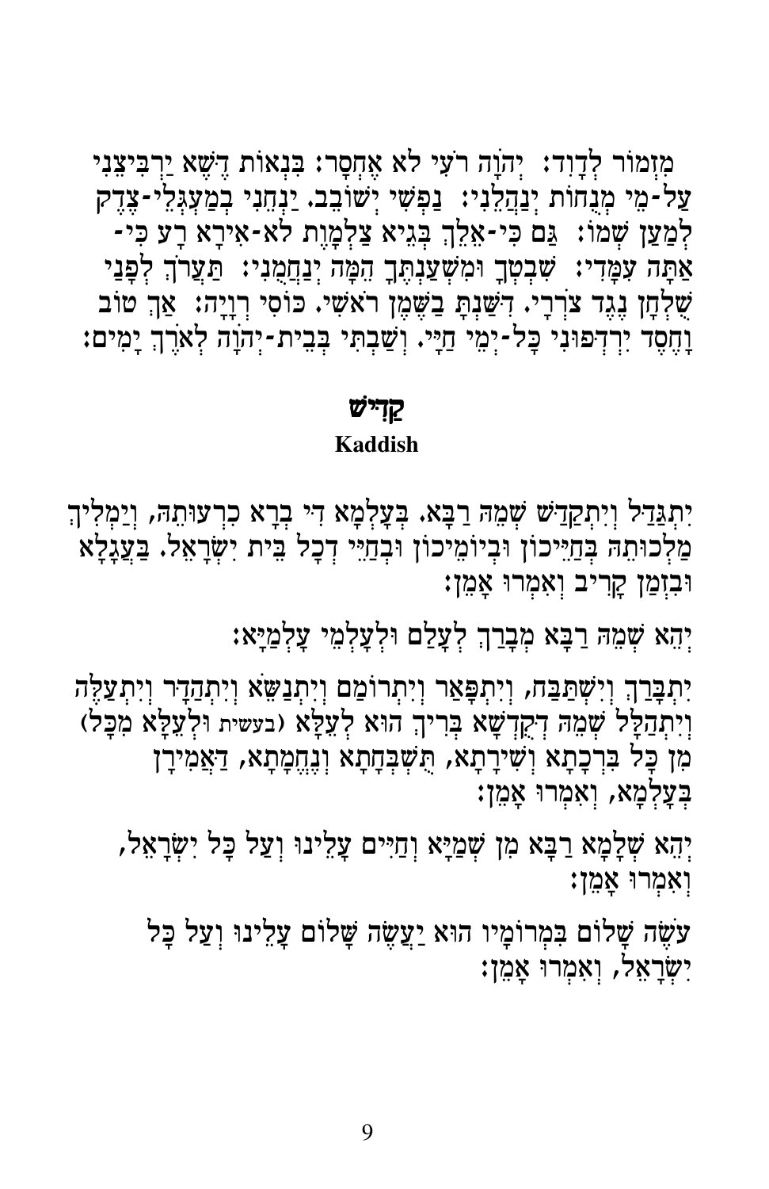מִזְמוֹר לְדָוִד: יְהֹוָה רֹעִי לֹא אֶחְסָר: בִּנְאוֹת דֶּשֶׁא יַרְבִּיצֵנִי עַל-מֵי מְנֻחוֹת יְנַהֲלֵנִי: נַפְשִׁי יְשׁוֹבֵב. יַנְחֵנִי בְמַעְגְּלֵי-צֶדֶק לְמַעַן שְׁמוֹ: גַּם כִּי-אֵלֵךְ בְּגֵיא צַלְמָוֶת לֹא-אִירָא רָע כִּי-אַתָּה עִמָּדִי: שִׁבְטְךָ וּמִשְׁעַנְתֶּךָ הֵמָּה יְנַחֲמֻנִי: תַּעֲרֹךְ לְפָנַי שֻׁלְחָן נֶגֶד צֹרְרָי. דִּשַּׁנְתָּ בַשֶּׁמֶן רֹאשִׁי. כּוֹסִי רְוָיָה: אַךְ טוֹב וָחֶסֶד יִרְדְּפוּנִי כָּל-יְמֵי חַיָּי. וְשַׁבְתִּי בְּבֵית-יְהֹוָה לְאֹרֶךְ יָמִים:

## קַדִּישׁ
### Kaddish

יִתְגַּדַּל וְיִתְקַדַּשׁ שְׁמֵהּ רַבָּא. בְּעָלְמָא דִּי בְרָא כִרְעוּתֵהּ, וְיַמְלִיךְ מַלְכוּתֵהּ בְּחַיֵּיכוֹן וּבְיוֹמֵיכוֹן וּבְחַיֵּי דְכָל בֵּית יִשְׂרָאֵל. בַּעֲגָלָא וּבִזְמַן קָרִיב וְאִמְרוּ אָמֵן:

יְהֵא שְׁמֵהּ רַבָּא מְבָרַךְ לְעָלַם וּלְעָלְמֵי עָלְמַיָּא:

יִתְבָּרַךְ וְיִשְׁתַּבַּח, וְיִתְפָּאַר וְיִתְרוֹמַם וְיִתְנַשֵּׂא וְיִתְהַדָּר וְיִתְעַלֶּה וְיִתְהַלָּל שְׁמֵהּ דְּקֻדְשָׁא בְּרִיךְ הוּא לְעֵלָּא (בעשית וּלְעֵלָּא מִכָּל) מִן כָּל בִּרְכָתָא וְשִׁירָתָא, תֻּשְׁבְּחָתָא וְנֶחֱמָתָא, דַּאֲמִירָן בְּעָלְמָא, וְאִמְרוּ אָמֵן:

יְהֵא שְׁלָמָא רַבָּא מִן שְׁמַיָּא וְחַיִּים עָלֵינוּ וְעַל כָּל יִשְׂרָאֵל, וְאִמְרוּ אָמֵן:

עֹשֶׂה שָׁלוֹם בִּמְרוֹמָיו הוּא יַעֲשֶׂה שָׁלוֹם עָלֵינוּ וְעַל כָּל יִשְׂרָאֵל, וְאִמְרוּ אָמֵן: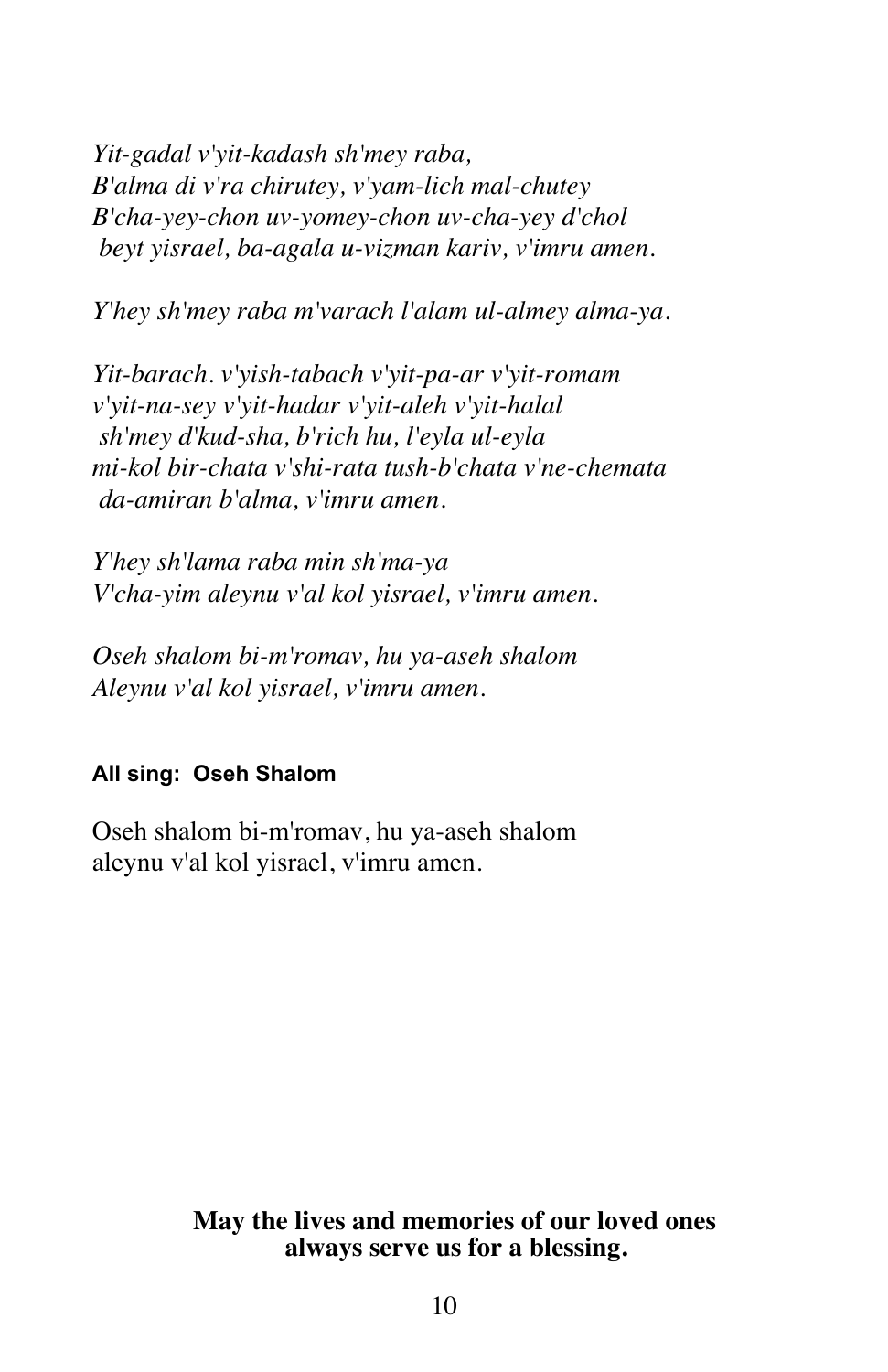*Yit-gadal v'yit-kadash sh'mey raba,*
*B'alma di v'ra chirutey, v'yam-lich mal-chutey*
*B'cha-yey-chon uv-yomey-chon uv-cha-yey d'chol*
*beyt yisrael, ba-agala u-vizman kariv, v'imru amen.*

*Y'hey sh'mey raba m'varach l'alam ul-almey alma-ya.*

*Yit-barach. v'yish-tabach v'yit-pa-ar v'yit-romam*
*v'yit-na-sey v'yit-hadar v'yit-aleh v'yit-halal*
*sh'mey d'kud-sha, b'rich hu, l'eyla ul-eyla*
*mi-kol bir-chata v'shi-rata tush-b'chata v'ne-chemata*
*da-amiran b'alma, v'imru amen.*

*Y'hey sh'lama raba min sh'ma-ya*
*V'cha-yim aleynu v'al kol yisrael, v'imru amen.*

*Oseh shalom bi-m'romav, hu ya-aseh shalom*
*Aleynu v'al kol yisrael, v'imru amen.*

**All sing: Oseh Shalom**

Oseh shalom bi-m'romav, hu ya-aseh shalom
aleynu v'al kol yisrael, v'imru amen.

**May the lives and memories of our loved ones always serve us for a blessing.**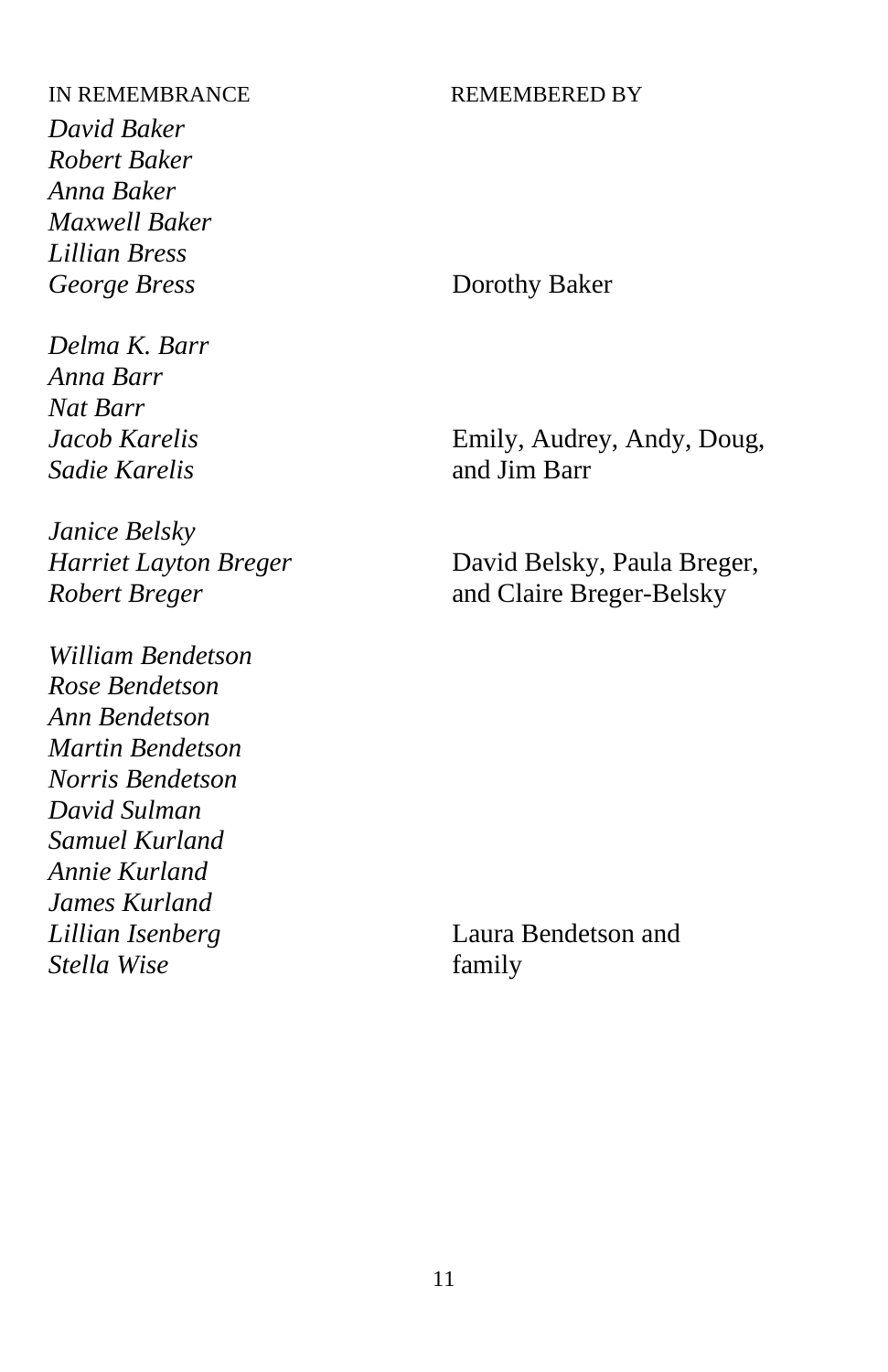| IN REMEMBRANCE | REMEMBERED BY |
| --- | --- |
| *David Baker*<br>*Robert Baker*<br>*Anna Baker*<br>*Maxwell Baker*<br>*Lillian Bress*<br>*George Bress* | Dorothy Baker |
| *Delma K. Barr*<br>*Anna Barr*<br>*Nat Barr*<br>*Jacob Karelis*<br>*Sadie Karelis* | Emily, Audrey, Andy, Doug, and Jim Barr |
| *Janice Belsky*<br>*Harriet Layton Breger*<br>*Robert Breger* | David Belsky, Paula Breger, and Claire Breger-Belsky |
| *William Bendetson*<br>*Rose Bendetson*<br>*Ann Bendetson*<br>*Martin Bendetson*<br>*Norris Bendetson*<br>*David Sulman*<br>*Samuel Kurland*<br>*Annie Kurland*<br>*James Kurland*<br>*Lillian Isenberg*<br>*Stella Wise* | Laura Bendetson and family |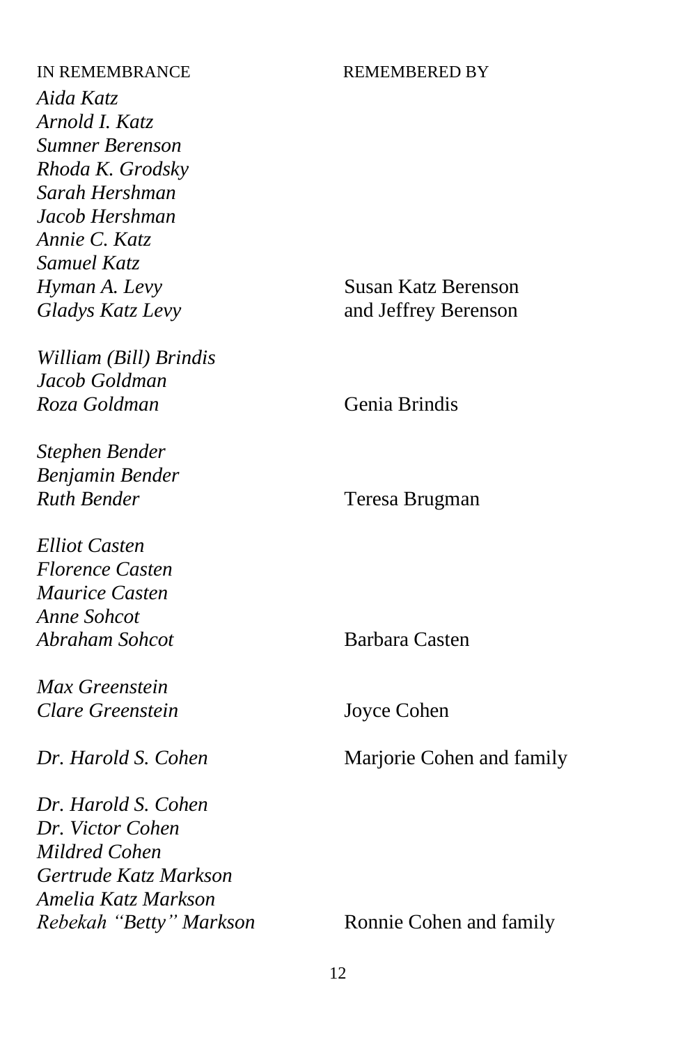| IN REMEMBRANCE | REMEMBERED BY |
| --- | --- |
| *Aida Katz*<br>*Arnold I. Katz*<br>*Sumner Berenson*<br>*Rhoda K. Grodsky*<br>*Sarah Hershman*<br>*Jacob Hershman*<br>*Annie C. Katz*<br>*Samuel Katz*<br>*Hyman A. Levy*<br>*Gladys Katz Levy* | Susan Katz Berenson<br>and Jeffrey Berenson |
| *William (Bill) Brindis*<br>*Jacob Goldman*<br>*Roza Goldman* | Genia Brindis |
| *Stephen Bender*<br>*Benjamin Bender*<br>*Ruth Bender* | Teresa Brugman |
| *Elliot Casten*<br>*Florence Casten*<br>*Maurice Casten*<br>*Anne Sohcot*<br>*Abraham Sohcot* | Barbara Casten |
| *Max Greenstein*<br>*Clare Greenstein* | Joyce Cohen |
| *Dr. Harold S. Cohen* | Marjorie Cohen and family |
| *Dr. Harold S. Cohen*<br>*Dr. Victor Cohen*<br>*Mildred Cohen*<br>*Gertrude Katz Markson*<br>*Amelia Katz Markson*<br>*Rebekah "Betty" Markson* | Ronnie Cohen and family |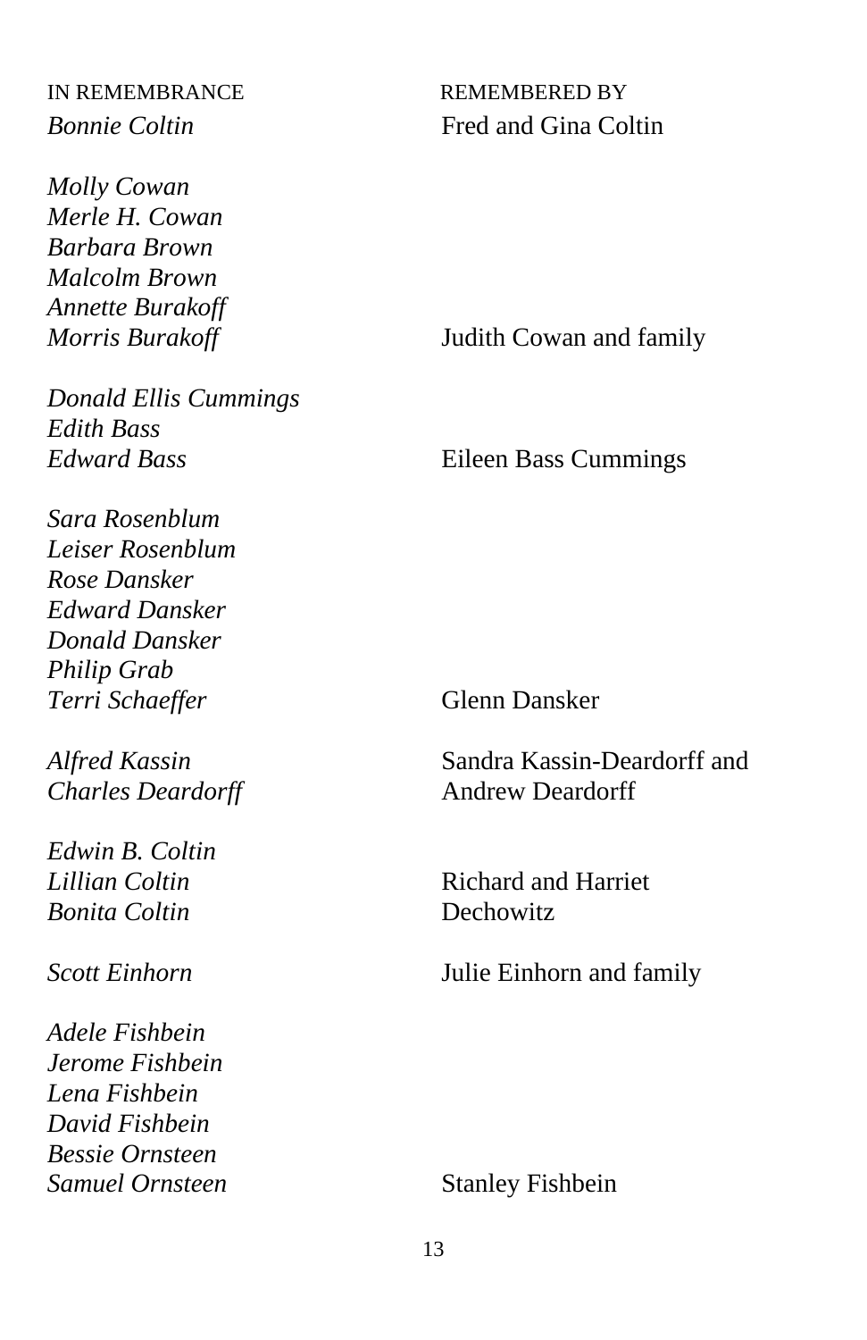| IN REMEMBRANCE | REMEMBERED BY |
| --- | --- |
| *Bonnie Coltin* | Fred and Gina Coltin |
| *Molly Cowan*<br>*Merle H. Cowan*<br>*Barbara Brown*<br>*Malcolm Brown*<br>*Annette Burakoff*<br>*Morris Burakoff* | Judith Cowan and family |
| *Donald Ellis Cummings*<br>*Edith Bass*<br>*Edward Bass* | Eileen Bass Cummings |
| *Sara Rosenblum*<br>*Leiser Rosenblum*<br>*Rose Dansker*<br>*Edward Dansker*<br>*Donald Dansker*<br>*Philip Grab*<br>*Terri Schaeffer* | Glenn Dansker |
| *Alfred Kassin*<br>*Charles Deardorff* | Sandra Kassin-Deardorff and Andrew Deardorff |
| *Edwin B. Coltin*<br>*Lillian Coltin*<br>*Bonita Coltin* | Richard and Harriet Dechowitz |
| *Scott Einhorn* | Julie Einhorn and family |
| *Adele Fishbein*<br>*Jerome Fishbein*<br>*Lena Fishbein*<br>*David Fishbein*<br>*Bessie Ornsteen*<br>*Samuel Ornsteen* | Stanley Fishbein |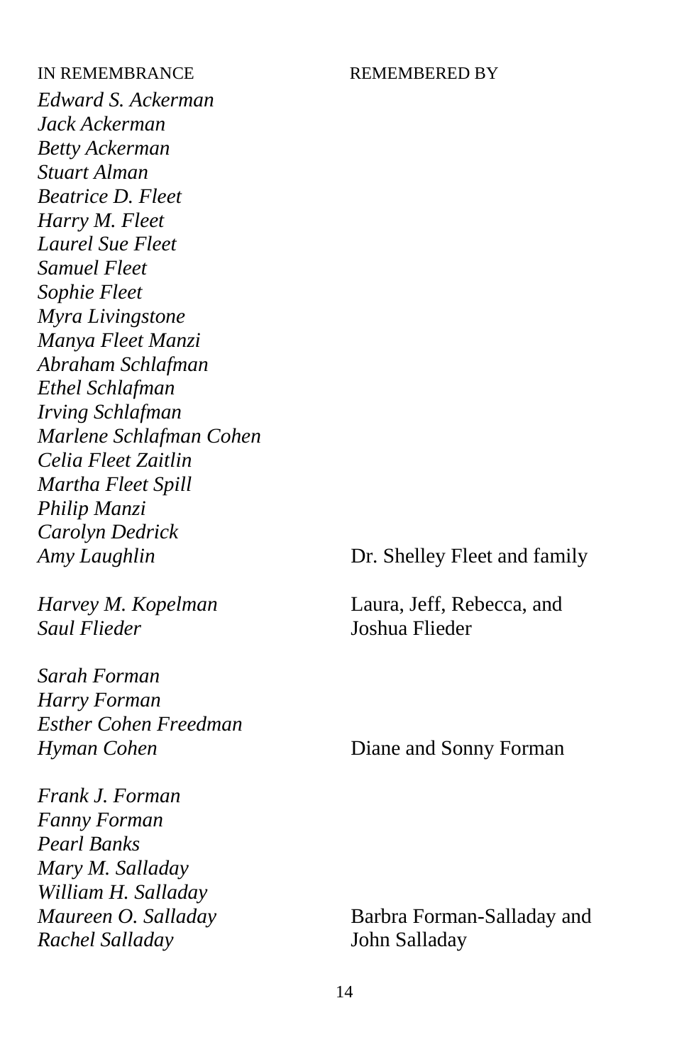| IN REMEMBRANCE | REMEMBERED BY |
|---|---|
| *Edward S. Ackerman* | |
| *Jack Ackerman* | |
| *Betty Ackerman* | |
| *Stuart Alman* | |
| *Beatrice D. Fleet* | |
| *Harry M. Fleet* | |
| *Laurel Sue Fleet* | |
| *Samuel Fleet* | |
| *Sophie Fleet* | |
| *Myra Livingstone* | |
| *Manya Fleet Manzi* | |
| *Abraham Schlafman* | |
| *Ethel Schlafman* | |
| *Irving Schlafman* | |
| *Marlene Schlafman Cohen* | |
| *Celia Fleet Zaitlin* | |
| *Martha Fleet Spill* | |
| *Philip Manzi* | |
| *Carolyn Dedrick* | |
| *Amy Laughlin* | Dr. Shelley Fleet and family |
| | |
| *Harvey M. Kopelman* | Laura, Jeff, Rebecca, and |
| *Saul Flieder* | Joshua Flieder |
| | |
| *Sarah Forman* | |
| *Harry Forman* | |
| *Esther Cohen Freedman* | |
| *Hyman Cohen* | Diane and Sonny Forman |
| | |
| *Frank J. Forman* | |
| *Fanny Forman* | |
| *Pearl Banks* | |
| *Mary M. Salladay* | |
| *William H. Salladay* | |
| *Maureen O. Salladay* | Barbra Forman-Salladay and |
| *Rachel Salladay* | John Salladay |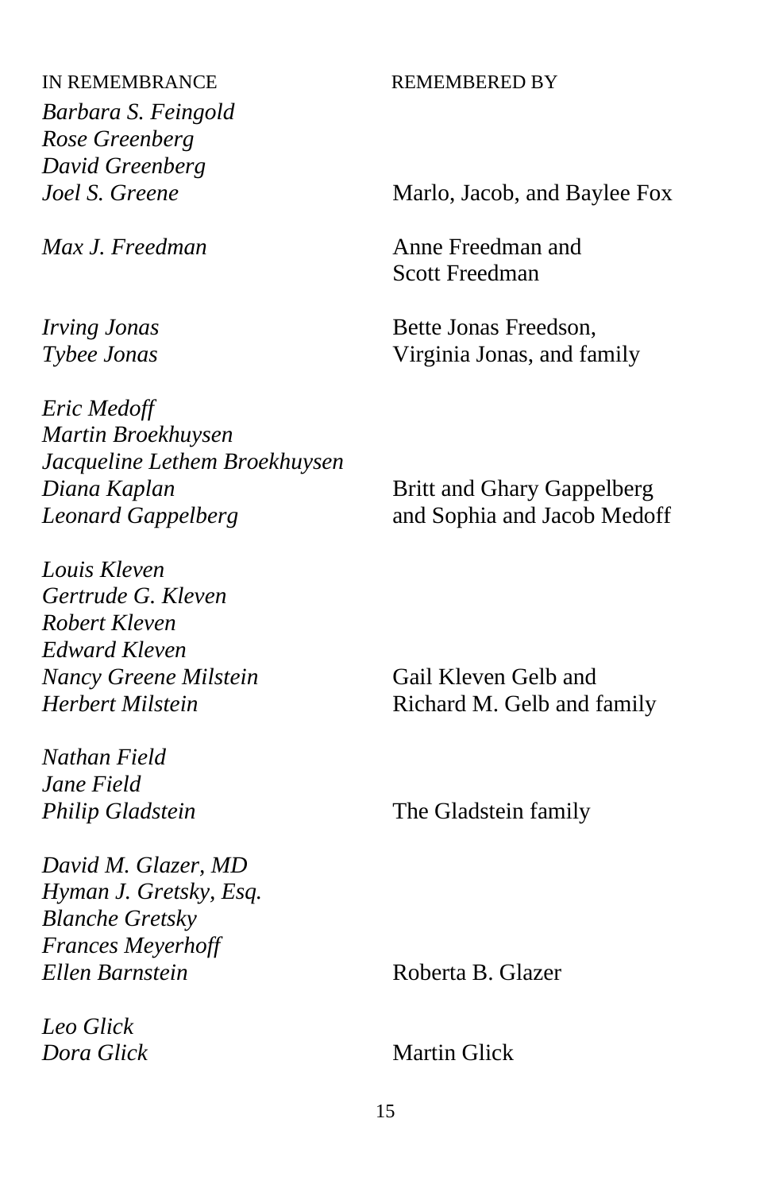| IN REMEMBRANCE | REMEMBERED BY |
|---|---|
| *Barbara S. Feingold*<br>*Rose Greenberg*<br>*David Greenberg*<br>*Joel S. Greene* | Marlo, Jacob, and Baylee Fox |
| *Max J. Freedman* | Anne Freedman and<br>Scott Freedman |
| *Irving Jonas*<br>*Tybee Jonas* | Bette Jonas Freedson,<br>Virginia Jonas, and family |
| *Eric Medoff*<br>*Martin Broekhuysen*<br>*Jacqueline Lethem Broekhuysen*<br>*Diana Kaplan*<br>*Leonard Gappelberg* | Britt and Ghary Gappelberg<br>and Sophia and Jacob Medoff |
| *Louis Kleven*<br>*Gertrude G. Kleven*<br>*Robert Kleven*<br>*Edward Kleven*<br>*Nancy Greene Milstein*<br>*Herbert Milstein* | Gail Kleven Gelb and<br>Richard M. Gelb and family |
| *Nathan Field*<br>*Jane Field*<br>*Philip Gladstein* | The Gladstein family |
| *David M. Glazer, MD*<br>*Hyman J. Gretsky, Esq.*<br>*Blanche Gretsky*<br>*Frances Meyerhoff*<br>*Ellen Barnstein* | Roberta B. Glazer |
| *Leo Glick*<br>*Dora Glick* | Martin Glick |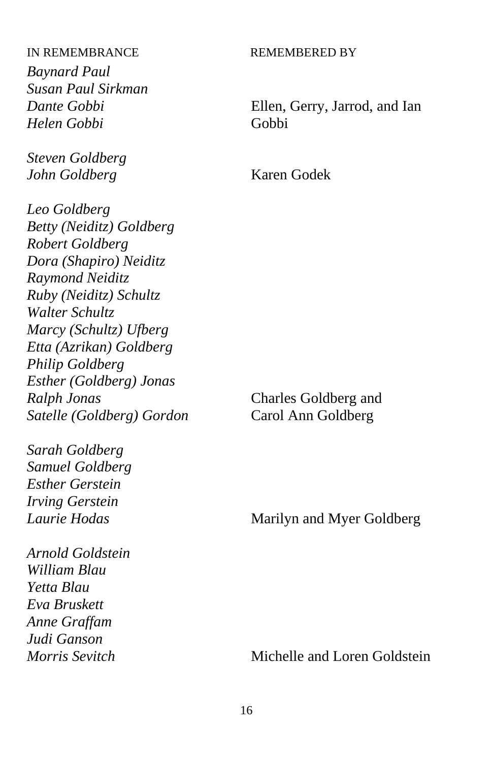| IN REMEMBRANCE | REMEMBERED BY |
| --- | --- |
| *Baynard Paul*<br>*Susan Paul Sirkman*<br>*Dante Gobbi*<br>*Helen Gobbi* | Ellen, Gerry, Jarrod, and Ian Gobbi |
| *Steven Goldberg*<br>*John Goldberg* | Karen Godek |
| *Leo Goldberg*<br>*Betty (Neiditz) Goldberg*<br>*Robert Goldberg*<br>*Dora (Shapiro) Neiditz*<br>*Raymond Neiditz*<br>*Ruby (Neiditz) Schultz*<br>*Walter Schultz*<br>*Marcy (Schultz) Ufberg*<br>*Etta (Azrikan) Goldberg*<br>*Philip Goldberg*<br>*Esther (Goldberg) Jonas*<br>*Ralph Jonas*<br>*Satelle (Goldberg) Gordon* | Charles Goldberg and Carol Ann Goldberg |
| *Sarah Goldberg*<br>*Samuel Goldberg*<br>*Esther Gerstein*<br>*Irving Gerstein*<br>*Laurie Hodas* | Marilyn and Myer Goldberg |
| *Arnold Goldstein*<br>*William Blau*<br>*Yetta Blau*<br>*Eva Bruskett*<br>*Anne Graffam*<br>*Judi Ganson*<br>*Morris Sevitch* | Michelle and Loren Goldstein |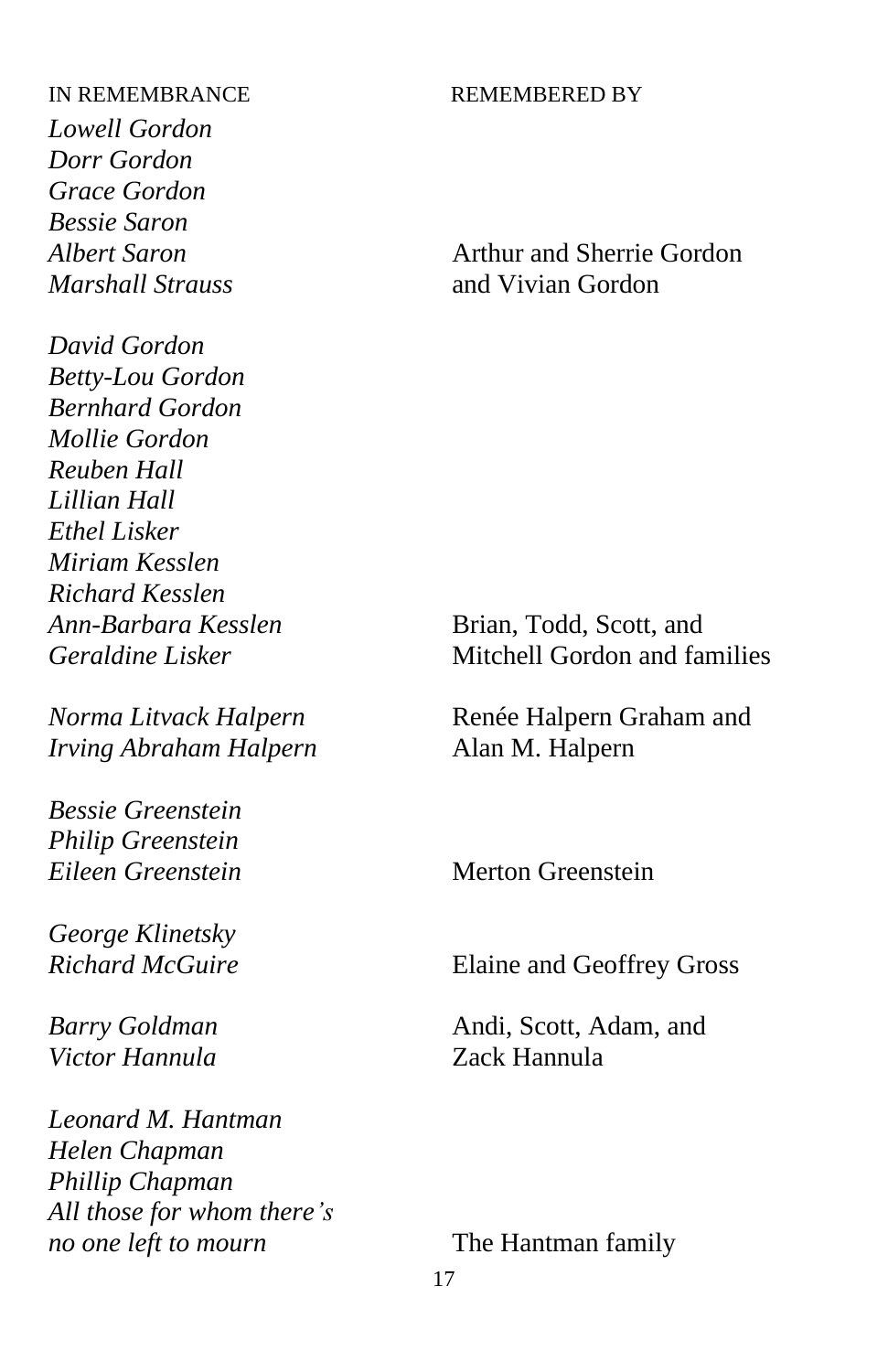| IN REMEMBRANCE | REMEMBERED BY |
| --- | --- |
| *Lowell Gordon*<br>*Dorr Gordon*<br>*Grace Gordon*<br>*Bessie Saron*<br>*Albert Saron*<br>*Marshall Strauss* | Arthur and Sherrie Gordon and Vivian Gordon |
| *David Gordon*<br>*Betty-Lou Gordon*<br>*Bernhard Gordon*<br>*Mollie Gordon*<br>*Reuben Hall*<br>*Lillian Hall*<br>*Ethel Lisker*<br>*Miriam Kesslen*<br>*Richard Kesslen*<br>*Ann-Barbara Kesslen*<br>*Geraldine Lisker* | Brian, Todd, Scott, and Mitchell Gordon and families |
| *Norma Litvack Halpern*<br>*Irving Abraham Halpern* | Renée Halpern Graham and Alan M. Halpern |
| *Bessie Greenstein*<br>*Philip Greenstein*<br>*Eileen Greenstein* | Merton Greenstein |
| *George Klinetsky*<br>*Richard McGuire* | Elaine and Geoffrey Gross |
| *Barry Goldman*<br>*Victor Hannula* | Andi, Scott, Adam, and Zack Hannula |
| *Leonard M. Hantman*<br>*Helen Chapman*<br>*Phillip Chapman*<br>*All those for whom there's no one left to mourn* | The Hantman family |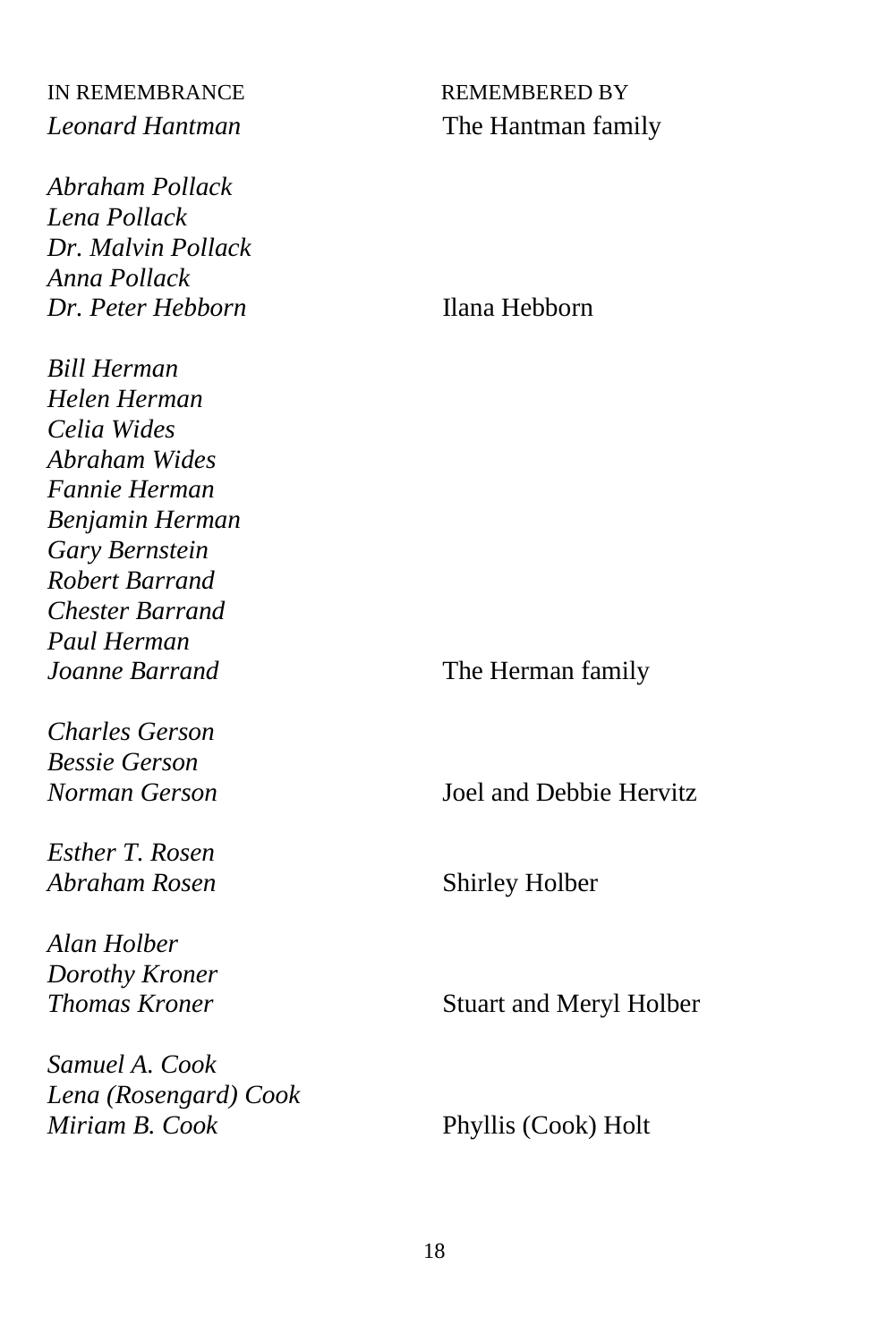| IN REMEMBRANCE | REMEMBERED BY |
|---|---|
| *Leonard Hantman* | The Hantman family |
| *Abraham Pollack*<br>*Lena Pollack*<br>*Dr. Malvin Pollack*<br>*Anna Pollack*<br>*Dr. Peter Hebborn* | Ilana Hebborn |
| *Bill Herman*<br>*Helen Herman*<br>*Celia Wides*<br>*Abraham Wides*<br>*Fannie Herman*<br>*Benjamin Herman*<br>*Gary Bernstein*<br>*Robert Barrand*<br>*Chester Barrand*<br>*Paul Herman*<br>*Joanne Barrand* | The Herman family |
| *Charles Gerson*<br>*Bessie Gerson*<br>*Norman Gerson* | Joel and Debbie Hervitz |
| *Esther T. Rosen*<br>*Abraham Rosen* | Shirley Holber |
| *Alan Holber*<br>*Dorothy Kroner*<br>*Thomas Kroner* | Stuart and Meryl Holber |
| *Samuel A. Cook*<br>*Lena (Rosengard) Cook*<br>*Miriam B. Cook* | Phyllis (Cook) Holt |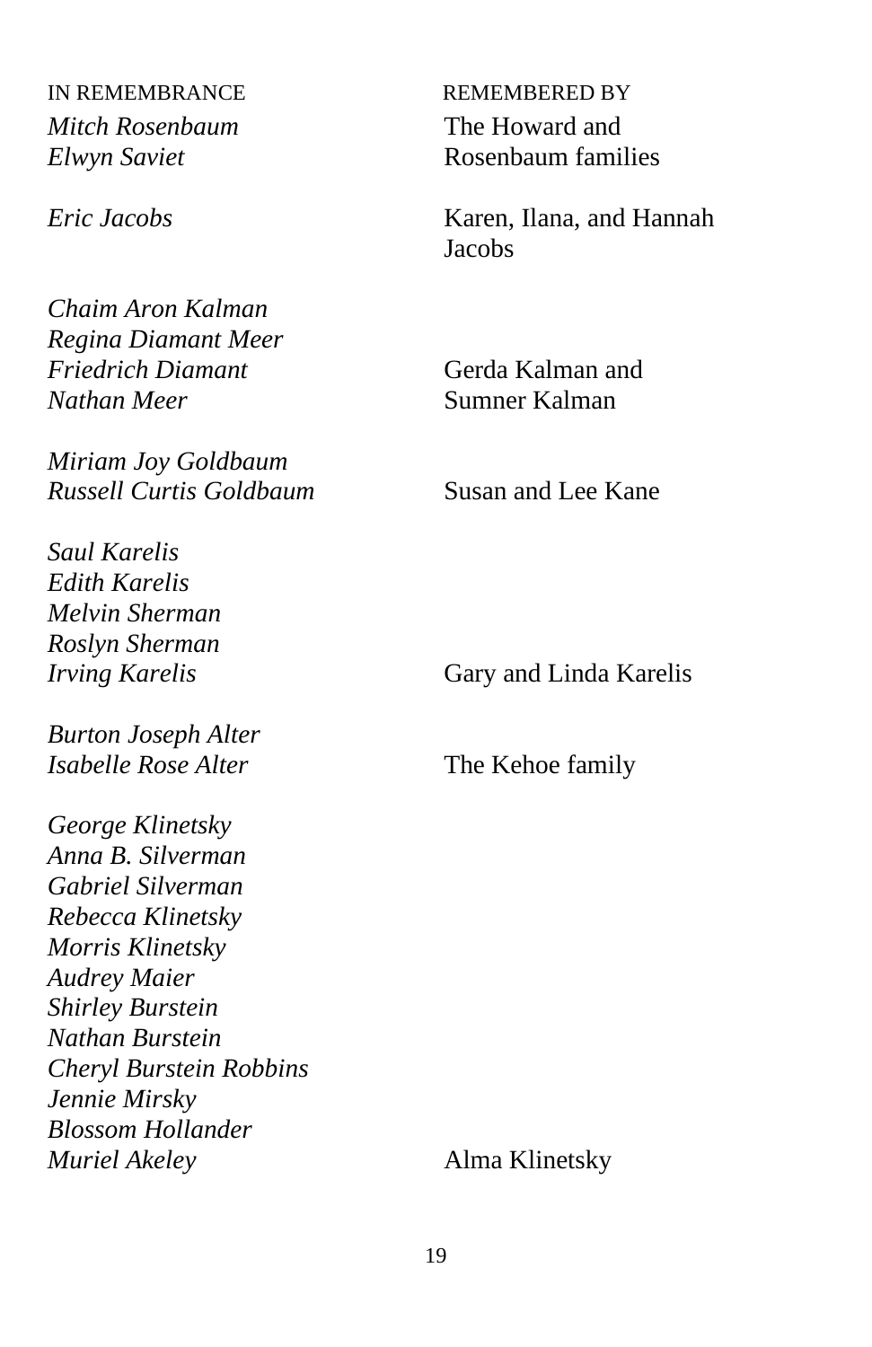| IN REMEMBRANCE | REMEMBERED BY |
| --- | --- |
| *Mitch Rosenbaum*<br>*Elwyn Saviet* | The Howard and Rosenbaum families |
| *Eric Jacobs* | Karen, Ilana, and Hannah Jacobs |
| *Chaim Aron Kalman*<br>*Regina Diamant Meer*<br>*Friedrich Diamant*<br>*Nathan Meer* | Gerda Kalman and Sumner Kalman |
| *Miriam Joy Goldbaum*<br>*Russell Curtis Goldbaum* | Susan and Lee Kane |
| *Saul Karelis*<br>*Edith Karelis*<br>*Melvin Sherman*<br>*Roslyn Sherman*<br>*Irving Karelis* | Gary and Linda Karelis |
| *Burton Joseph Alter*<br>*Isabelle Rose Alter* | The Kehoe family |
| *George Klinetsky*<br>*Anna B. Silverman*<br>*Gabriel Silverman*<br>*Rebecca Klinetsky*<br>*Morris Klinetsky*<br>*Audrey Maier*<br>*Shirley Burstein*<br>*Nathan Burstein*<br>*Cheryl Burstein Robbins*<br>*Jennie Mirsky*<br>*Blossom Hollander*<br>*Muriel Akeley* | Alma Klinetsky |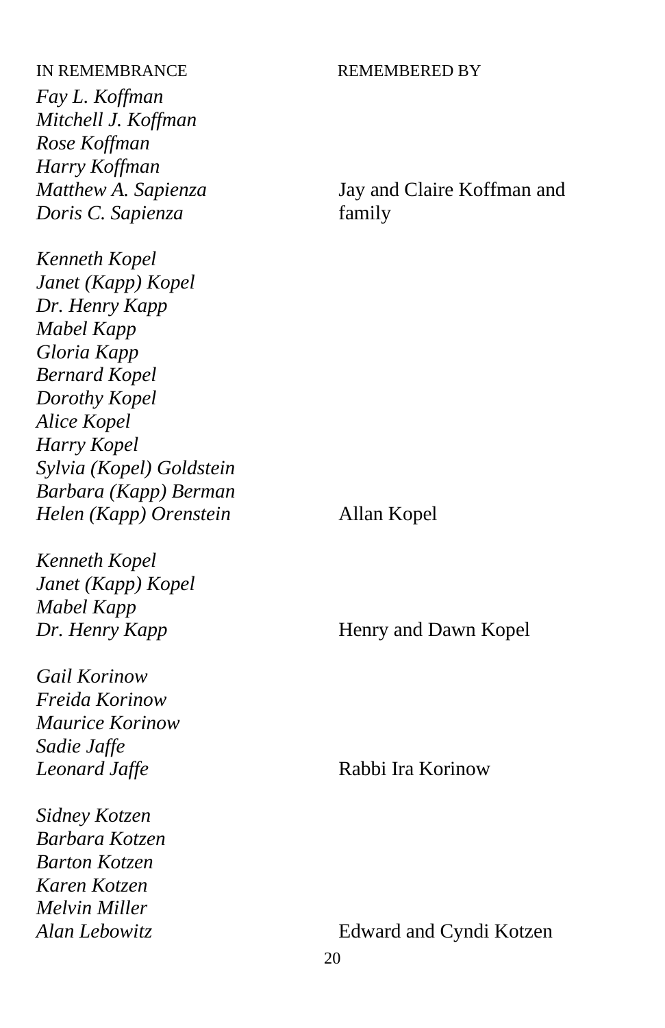| IN REMEMBRANCE | REMEMBERED BY |
|---|---|
| *Fay L. Koffman*<br>*Mitchell J. Koffman*<br>*Rose Koffman*<br>*Harry Koffman*<br>*Matthew A. Sapienza*<br>*Doris C. Sapienza* | Jay and Claire Koffman and family |
| *Kenneth Kopel*<br>*Janet (Kapp) Kopel*<br>*Dr. Henry Kapp*<br>*Mabel Kapp*<br>*Gloria Kapp*<br>*Bernard Kopel*<br>*Dorothy Kopel*<br>*Alice Kopel*<br>*Harry Kopel*<br>*Sylvia (Kopel) Goldstein*<br>*Barbara (Kapp) Berman*<br>*Helen (Kapp) Orenstein* | Allan Kopel |
| *Kenneth Kopel*<br>*Janet (Kapp) Kopel*<br>*Mabel Kapp*<br>*Dr. Henry Kapp* | Henry and Dawn Kopel |
| *Gail Korinow*<br>*Freida Korinow*<br>*Maurice Korinow*<br>*Sadie Jaffe*<br>*Leonard Jaffe* | Rabbi Ira Korinow |
| *Sidney Kotzen*<br>*Barbara Kotzen*<br>*Barton Kotzen*<br>*Karen Kotzen*<br>*Melvin Miller*<br>*Alan Lebowitz* | Edward and Cyndi Kotzen |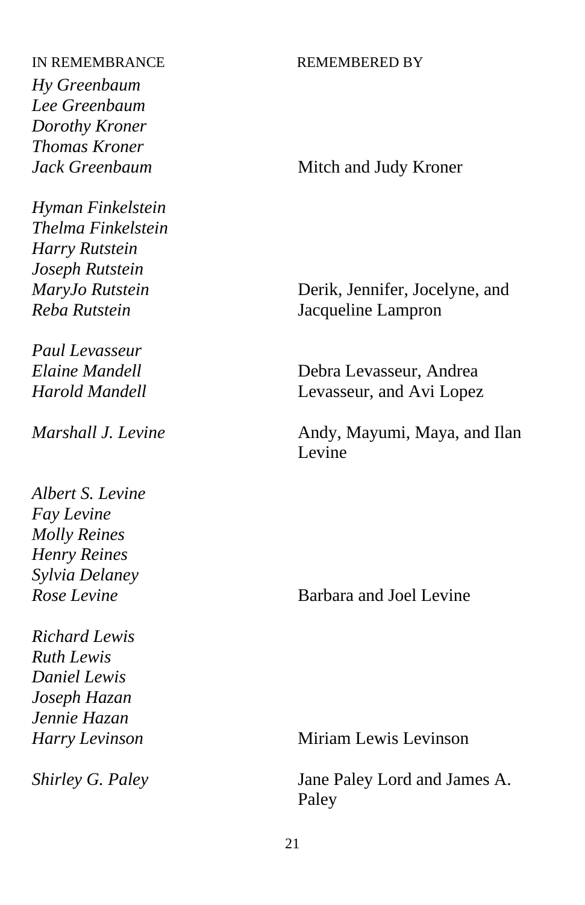| IN REMEMBRANCE | REMEMBERED BY |
|---|---|
| *Hy Greenbaum*<br>*Lee Greenbaum*<br>*Dorothy Kroner*<br>*Thomas Kroner*<br>*Jack Greenbaum* | Mitch and Judy Kroner |
| *Hyman Finkelstein*<br>*Thelma Finkelstein*<br>*Harry Rutstein*<br>*Joseph Rutstein*<br>*MaryJo Rutstein*<br>*Reba Rutstein* | Derik, Jennifer, Jocelyne, and Jacqueline Lampron |
| *Paul Levasseur*<br>*Elaine Mandell*<br>*Harold Mandell* | Debra Levasseur, Andrea Levasseur, and Avi Lopez |
| *Marshall J. Levine* | Andy, Mayumi, Maya, and Ilan Levine |
| *Albert S. Levine*<br>*Fay Levine*<br>*Molly Reines*<br>*Henry Reines*<br>*Sylvia Delaney*<br>*Rose Levine* | Barbara and Joel Levine |
| *Richard Lewis*<br>*Ruth Lewis*<br>*Daniel Lewis*<br>*Joseph Hazan*<br>*Jennie Hazan*<br>*Harry Levinson* | Miriam Lewis Levinson |
| *Shirley G. Paley* | Jane Paley Lord and James A. Paley |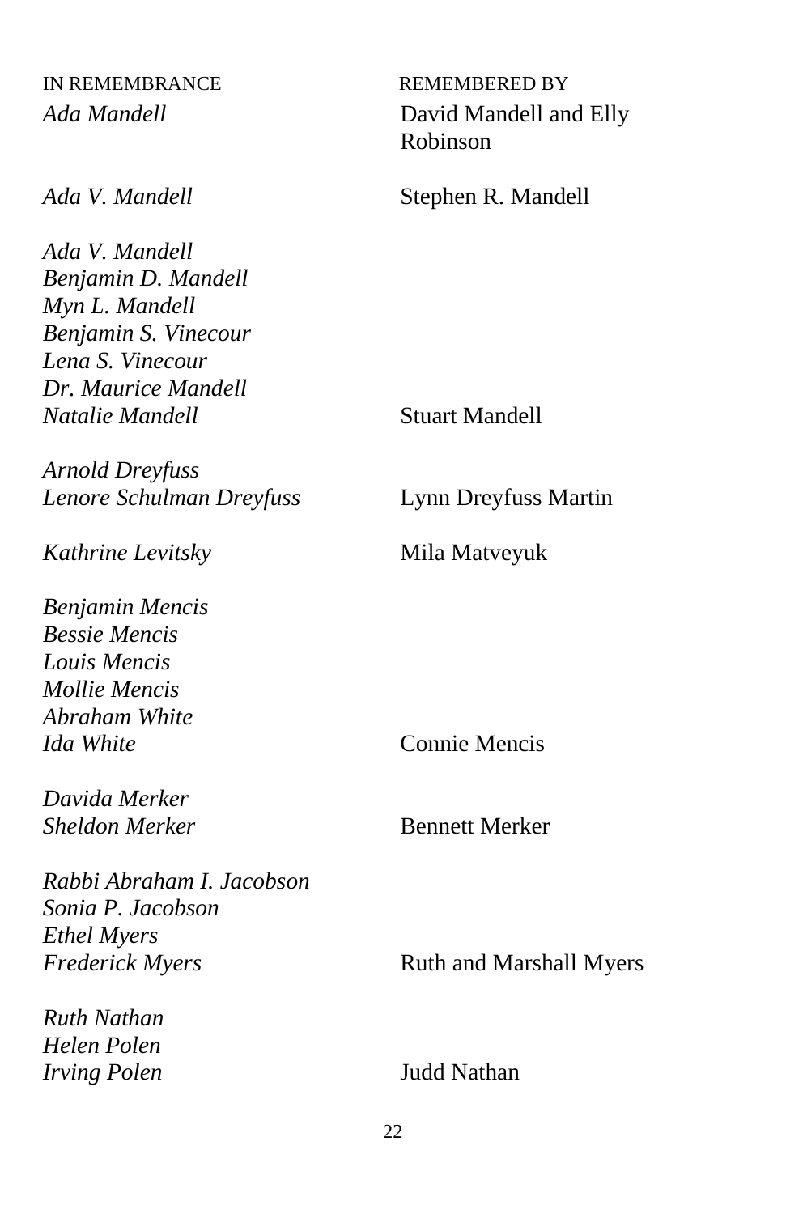| IN REMEMBRANCE | REMEMBERED BY |
| --- | --- |
| *Ada Mandell* | David Mandell and Elly Robinson |
| *Ada V. Mandell* | Stephen R. Mandell |
| *Ada V. Mandell*<br>*Benjamin D. Mandell*<br>*Myn L. Mandell*<br>*Benjamin S. Vinecour*<br>*Lena S. Vinecour*<br>*Dr. Maurice Mandell*<br>*Natalie Mandell* | Stuart Mandell |
| *Arnold Dreyfuss*<br>*Lenore Schulman Dreyfuss* | Lynn Dreyfuss Martin |
| *Kathrine Levitsky* | Mila Matveyuk |
| *Benjamin Mencis*<br>*Bessie Mencis*<br>*Louis Mencis*<br>*Mollie Mencis*<br>*Abraham White*<br>*Ida White* | Connie Mencis |
| *Davida Merker*<br>*Sheldon Merker* | Bennett Merker |
| *Rabbi Abraham I. Jacobson*<br>*Sonia P. Jacobson*<br>*Ethel Myers*<br>*Frederick Myers* | Ruth and Marshall Myers |
| *Ruth Nathan*<br>*Helen Polen*<br>*Irving Polen* | Judd Nathan |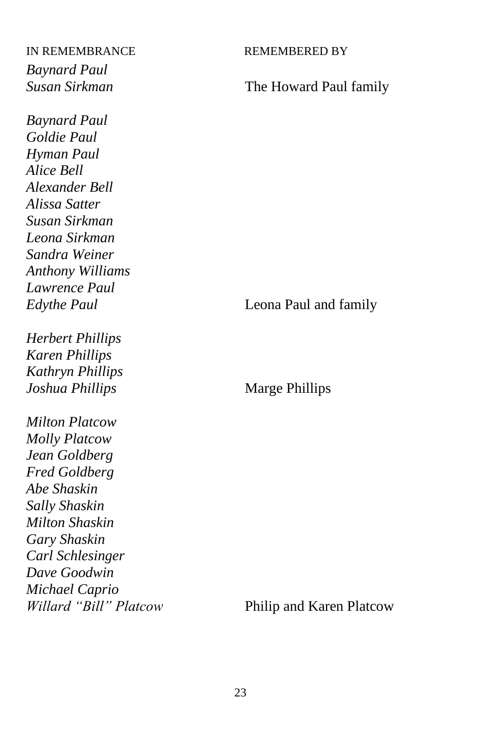| IN REMEMBRANCE | REMEMBERED BY |
|---|---|
| *Baynard Paul*<br>*Susan Sirkman* | The Howard Paul family |
| *Baynard Paul*<br>*Goldie Paul*<br>*Hyman Paul*<br>*Alice Bell*<br>*Alexander Bell*<br>*Alissa Satter*<br>*Susan Sirkman*<br>*Leona Sirkman*<br>*Sandra Weiner*<br>*Anthony Williams*<br>*Lawrence Paul*<br>*Edythe Paul* | Leona Paul and family |
| *Herbert Phillips*<br>*Karen Phillips*<br>*Kathryn Phillips*<br>*Joshua Phillips* | Marge Phillips |
| *Milton Platcow*<br>*Molly Platcow*<br>*Jean Goldberg*<br>*Fred Goldberg*<br>*Abe Shaskin*<br>*Sally Shaskin*<br>*Milton Shaskin*<br>*Gary Shaskin*<br>*Carl Schlesinger*<br>*Dave Goodwin*<br>*Michael Caprio*<br>*Willard "Bill" Platcow* | Philip and Karen Platcow |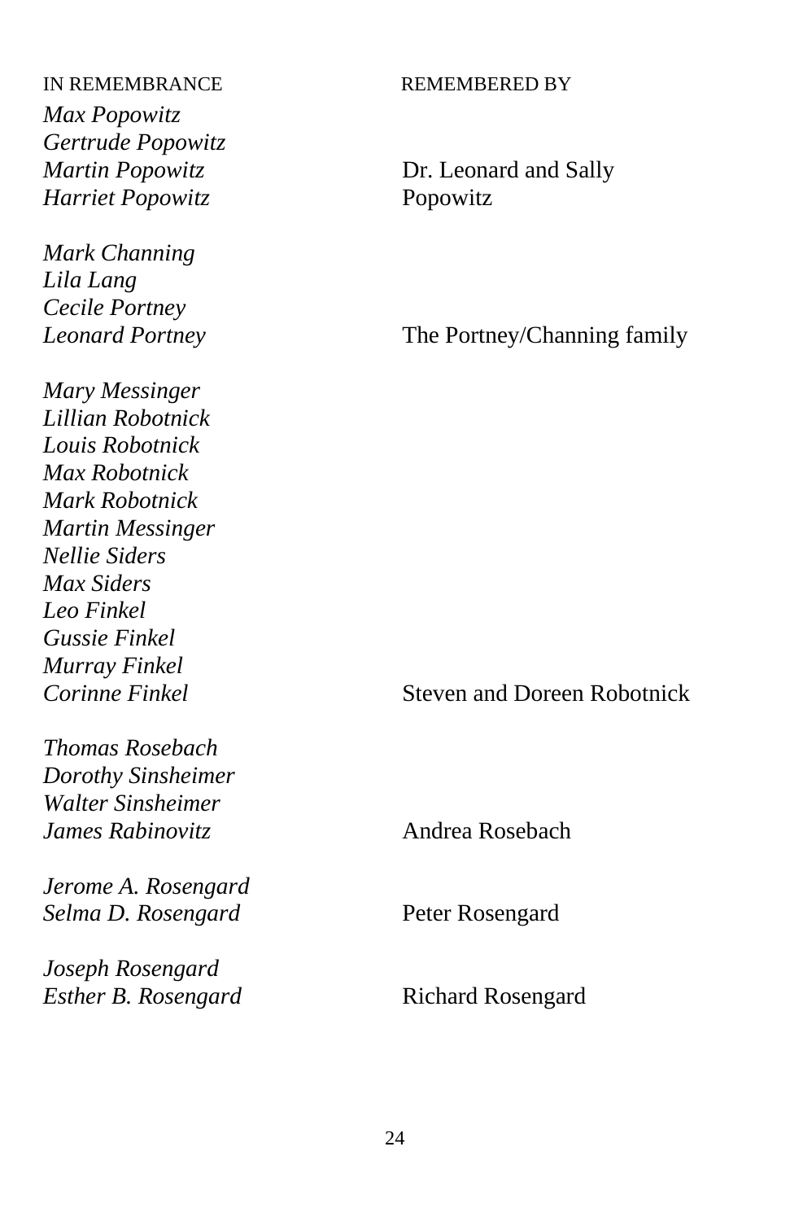| IN REMEMBRANCE | REMEMBERED BY |
|---|---|
| *Max Popowitz*<br>*Gertrude Popowitz*<br>*Martin Popowitz*<br>*Harriet Popowitz* | Dr. Leonard and Sally Popowitz |
| *Mark Channing*<br>*Lila Lang*<br>*Cecile Portney*<br>*Leonard Portney* | The Portney/Channing family |
| *Mary Messinger*<br>*Lillian Robotnick*<br>*Louis Robotnick*<br>*Max Robotnick*<br>*Mark Robotnick*<br>*Martin Messinger*<br>*Nellie Siders*<br>*Max Siders*<br>*Leo Finkel*<br>*Gussie Finkel*<br>*Murray Finkel*<br>*Corinne Finkel* | Steven and Doreen Robotnick |
| *Thomas Rosebach*<br>*Dorothy Sinsheimer*<br>*Walter Sinsheimer*<br>*James Rabinovitz* | Andrea Rosebach |
| *Jerome A. Rosengard*<br>*Selma D. Rosengard* | Peter Rosengard |
| *Joseph Rosengard*<br>*Esther B. Rosengard* | Richard Rosengard |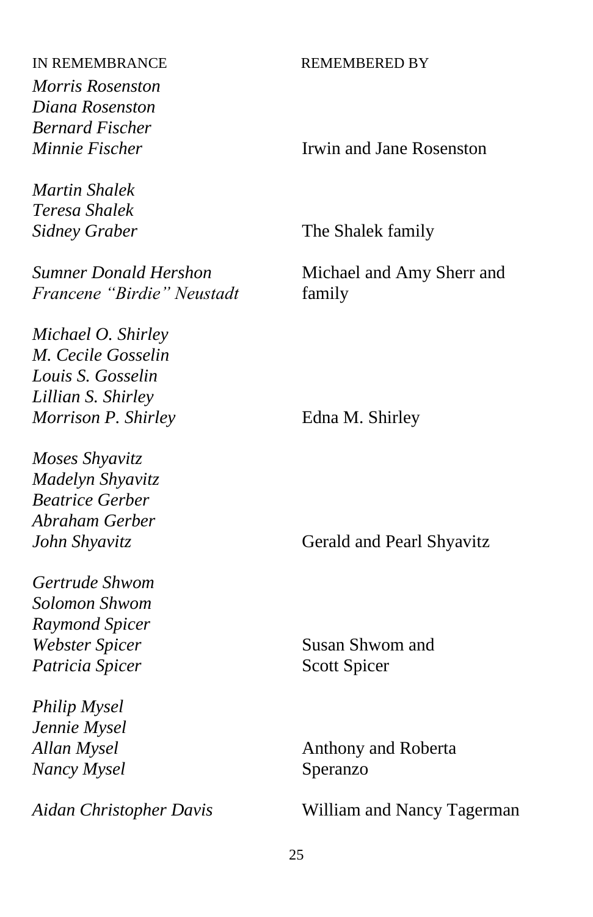| IN REMEMBRANCE | REMEMBERED BY |
|---|---|
| *Morris Rosenston*<br>*Diana Rosenston*<br>*Bernard Fischer*<br>*Minnie Fischer* | Irwin and Jane Rosenston |
| *Martin Shalek*<br>*Teresa Shalek*<br>*Sidney Graber* | The Shalek family |
| *Sumner Donald Hershon*<br>*Francene "Birdie" Neustadt* | Michael and Amy Sherr and family |
| *Michael O. Shirley*<br>*M. Cecile Gosselin*<br>*Louis S. Gosselin*<br>*Lillian S. Shirley*<br>*Morrison P. Shirley* | Edna M. Shirley |
| *Moses Shyavitz*<br>*Madelyn Shyavitz*<br>*Beatrice Gerber*<br>*Abraham Gerber*<br>*John Shyavitz* | Gerald and Pearl Shyavitz |
| *Gertrude Shwom*<br>*Solomon Shwom*<br>*Raymond Spicer*<br>*Webster Spicer*<br>*Patricia Spicer* | Susan Shwom and Scott Spicer |
| *Philip Mysel*<br>*Jennie Mysel*<br>*Allan Mysel*<br>*Nancy Mysel* | Anthony and Roberta Speranzo |
| *Aidan Christopher Davis* | William and Nancy Tagerman |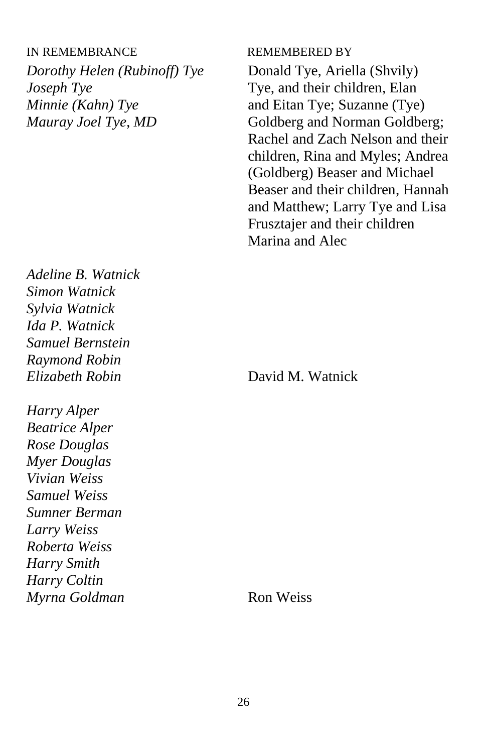| IN REMEMBRANCE | REMEMBERED BY |
| --- | --- |
| *Dorothy Helen (Rubinoff) Tye*<br>*Joseph Tye*<br>*Minnie (Kahn) Tye*<br>*Mauray Joel Tye, MD* | Donald Tye, Ariella (Shvily) Tye, and their children, Elan and Eitan Tye; Suzanne (Tye) Goldberg and Norman Goldberg; Rachel and Zach Nelson and their children, Rina and Myles; Andrea (Goldberg) Beaser and Michael Beaser and their children, Hannah and Matthew; Larry Tye and Lisa Frusztajer and their children Marina and Alec |
| *Adeline B. Watnick*<br>*Simon Watnick*<br>*Sylvia Watnick*<br>*Ida P. Watnick*<br>*Samuel Bernstein*<br>*Raymond Robin*<br>*Elizabeth Robin* | David M. Watnick |
| *Harry Alper*<br>*Beatrice Alper*<br>*Rose Douglas*<br>*Myer Douglas*<br>*Vivian Weiss*<br>*Samuel Weiss*<br>*Sumner Berman*<br>*Larry Weiss*<br>*Roberta Weiss*<br>*Harry Smith*<br>*Harry Coltin*<br>*Myrna Goldman* | Ron Weiss |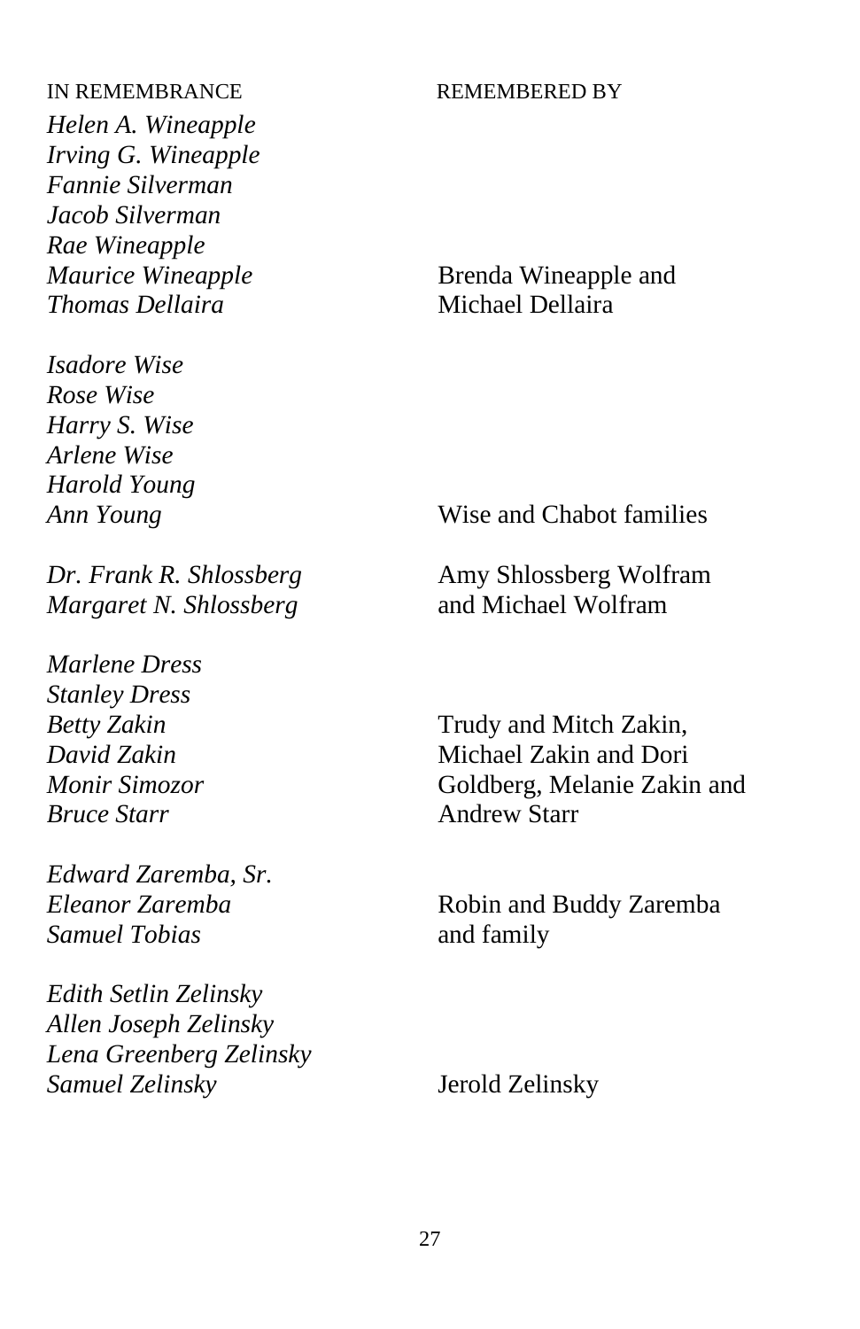| IN REMEMBRANCE | REMEMBERED BY |
| --- | --- |
| *Helen A. Wineapple*<br>*Irving G. Wineapple*<br>*Fannie Silverman*<br>*Jacob Silverman*<br>*Rae Wineapple*<br>*Maurice Wineapple*<br>*Thomas Dellaira* | Brenda Wineapple and Michael Dellaira |
| *Isadore Wise*<br>*Rose Wise*<br>*Harry S. Wise*<br>*Arlene Wise*<br>*Harold Young*<br>*Ann Young* | Wise and Chabot families |
| *Dr. Frank R. Shlossberg*<br>*Margaret N. Shlossberg* | Amy Shlossberg Wolfram and Michael Wolfram |
| *Marlene Dress*<br>*Stanley Dress*<br>*Betty Zakin*<br>*David Zakin*<br>*Monir Simozor*<br>*Bruce Starr* | Trudy and Mitch Zakin, Michael Zakin and Dori Goldberg, Melanie Zakin and Andrew Starr |
| *Edward Zaremba, Sr.*<br>*Eleanor Zaremba*<br>*Samuel Tobias* | Robin and Buddy Zaremba and family |
| *Edith Setlin Zelinsky*<br>*Allen Joseph Zelinsky*<br>*Lena Greenberg Zelinsky*<br>*Samuel Zelinsky* | Jerold Zelinsky |